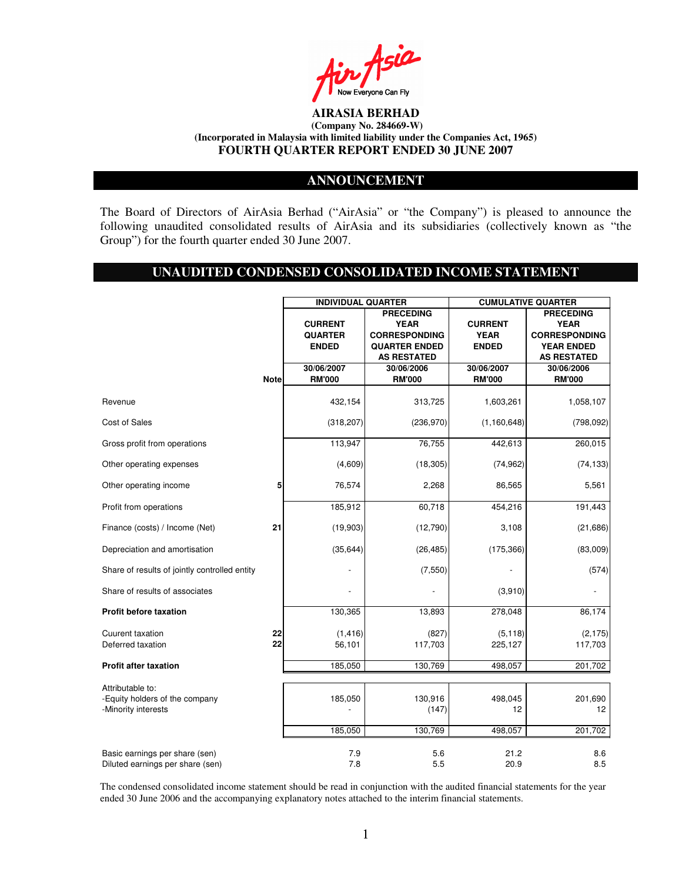AirAsia
Now Everyone Can Fly

# AIRASIA BERHAD

**(Company No. 284669-W)**

**(Incorporated in Malaysia with limited liability under the Companies Act, 1965)**

**FOURTH QUARTER REPORT ENDED 30 JUNE 2007**

## ANNOUNCEMENT

The Board of Directors of AirAsia Berhad ("AirAsia" or "the Company") is pleased to announce the following unaudited consolidated results of AirAsia and its subsidiaries (collectively known as "the Group") for the fourth quarter ended 30 June 2007.

## UNAUDITED CONDENSED CONSOLIDATED INCOME STATEMENT

| | | INDIVIDUAL QUARTER | | CUMULATIVE QUARTER | |
|---|---|---|---|---|---|
| | | CURRENT QUARTER ENDED | PRECEDING YEAR CORRESPONDING QUARTER ENDED AS RESTATED | CURRENT YEAR ENDED | PRECEDING YEAR CORRESPONDING YEAR ENDED AS RESTATED |
| | Note | 30/06/2007 RM'000 | 30/06/2006 RM'000 | 30/06/2007 RM'000 | 30/06/2006 RM'000 |
| Revenue | | 432,154 | 313,725 | 1,603,261 | 1,058,107 |
| Cost of Sales | | (318,207) | (236,970) | (1,160,648) | (798,092) |
| Gross profit from operations | | 113,947 | 76,755 | 442,613 | 260,015 |
| Other operating expenses | | (4,609) | (18,305) | (74,962) | (74,133) |
| Other operating income | 5 | 76,574 | 2,268 | 86,565 | 5,561 |
| Profit from operations | | 185,912 | 60,718 | 454,216 | 191,443 |
| Finance (costs) / Income (Net) | 21 | (19,903) | (12,790) | 3,108 | (21,686) |
| Depreciation and amortisation | | (35,644) | (26,485) | (175,366) | (83,009) |
| Share of results of jointly controlled entity | | - | (7,550) | - | (574) |
| Share of results of associates | | - | - | (3,910) | - |
| **Profit before taxation** | | 130,365 | 13,893 | 278,048 | 86,174 |
| Cuurent taxation | 22 | (1,416) | (827) | (5,118) | (2,175) |
| Deferred taxation | 22 | 56,101 | 117,703 | 225,127 | 117,703 |
| **Profit after taxation** | | 185,050 | 130,769 | 498,057 | 201,702 |
| Attributable to: | | | | | |
| -Equity holders of the company | | 185,050 | 130,916 | 498,045 | 201,690 |
| -Minority interests | | - | (147) | 12 | 12 |
| | | 185,050 | 130,769 | 498,057 | 201,702 |
| Basic earnings per share (sen) | | 7.9 | 5.6 | 21.2 | 8.6 |
| Diluted earnings per share (sen) | | 7.8 | 5.5 | 20.9 | 8.5 |

The condensed consolidated income statement should be read in conjunction with the audited financial statements for the year ended 30 June 2006 and the accompanying explanatory notes attached to the interim financial statements.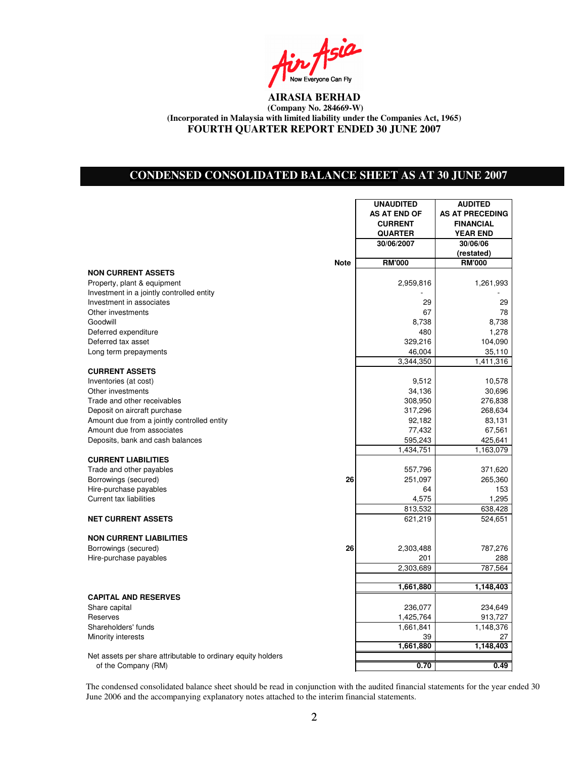**AIRASIA BERHAD**
**(Company No. 284669-W)**
**(Incorporated in Malaysia with limited liability under the Companies Act, 1965)**
**FOURTH QUARTER REPORT ENDED 30 JUNE 2007**

## CONDENSED CONSOLIDATED BALANCE SHEET AS AT 30 JUNE 2007

| | Note | UNAUDITED AS AT END OF CURRENT QUARTER 30/06/2007 RM'000 | AUDITED AS AT PRECEDING FINANCIAL YEAR END 30/06/06 (restated) RM'000 |
|---|---|---|---|
| **NON CURRENT ASSETS** | | | |
| Property, plant & equipment | | 2,959,816 | 1,261,993 |
| Investment in a jointly controlled entity | | - | - |
| Investment in associates | | 29 | 29 |
| Other investments | | 67 | 78 |
| Goodwill | | 8,738 | 8,738 |
| Deferred expenditure | | 480 | 1,278 |
| Deferred tax asset | | 329,216 | 104,090 |
| Long term prepayments | | 46,004 | 35,110 |
| | | 3,344,350 | 1,411,316 |
| **CURRENT ASSETS** | | | |
| Inventories (at cost) | | 9,512 | 10,578 |
| Other investments | | 34,136 | 30,696 |
| Trade and other receivables | | 308,950 | 276,838 |
| Deposit on aircraft purchase | | 317,296 | 268,634 |
| Amount due from a jointly controlled entity | | 92,182 | 83,131 |
| Amount due from associates | | 77,432 | 67,561 |
| Deposits, bank and cash balances | | 595,243 | 425,641 |
| | | 1,434,751 | 1,163,079 |
| **CURRENT LIABILITIES** | | | |
| Trade and other payables | | 557,796 | 371,620 |
| Borrowings (secured) | 26 | 251,097 | 265,360 |
| Hire-purchase payables | | 64 | 153 |
| Current tax liabilities | | 4,575 | 1,295 |
| | | 813,532 | 638,428 |
| **NET CURRENT ASSETS** | | 621,219 | 524,651 |
| **NON CURRENT LIABILITIES** | | | |
| Borrowings (secured) | 26 | 2,303,488 | 787,276 |
| Hire-purchase payables | | 201 | 288 |
| | | 2,303,689 | 787,564 |
| | | **1,661,880** | **1,148,403** |
| **CAPITAL AND RESERVES** | | | |
| Share capital | | 236,077 | 234,649 |
| Reserves | | 1,425,764 | 913,727 |
| Shareholders' funds | | 1,661,841 | 1,148,376 |
| Minority interests | | 39 | 27 |
| | | **1,661,880** | **1,148,403** |
| Net assets per share attributable to ordinary equity holders of the Company (RM) | | **0.70** | **0.49** |

The condensed consolidated balance sheet should be read in conjunction with the audited financial statements for the year ended 30 June 2006 and the accompanying explanatory notes attached to the interim financial statements.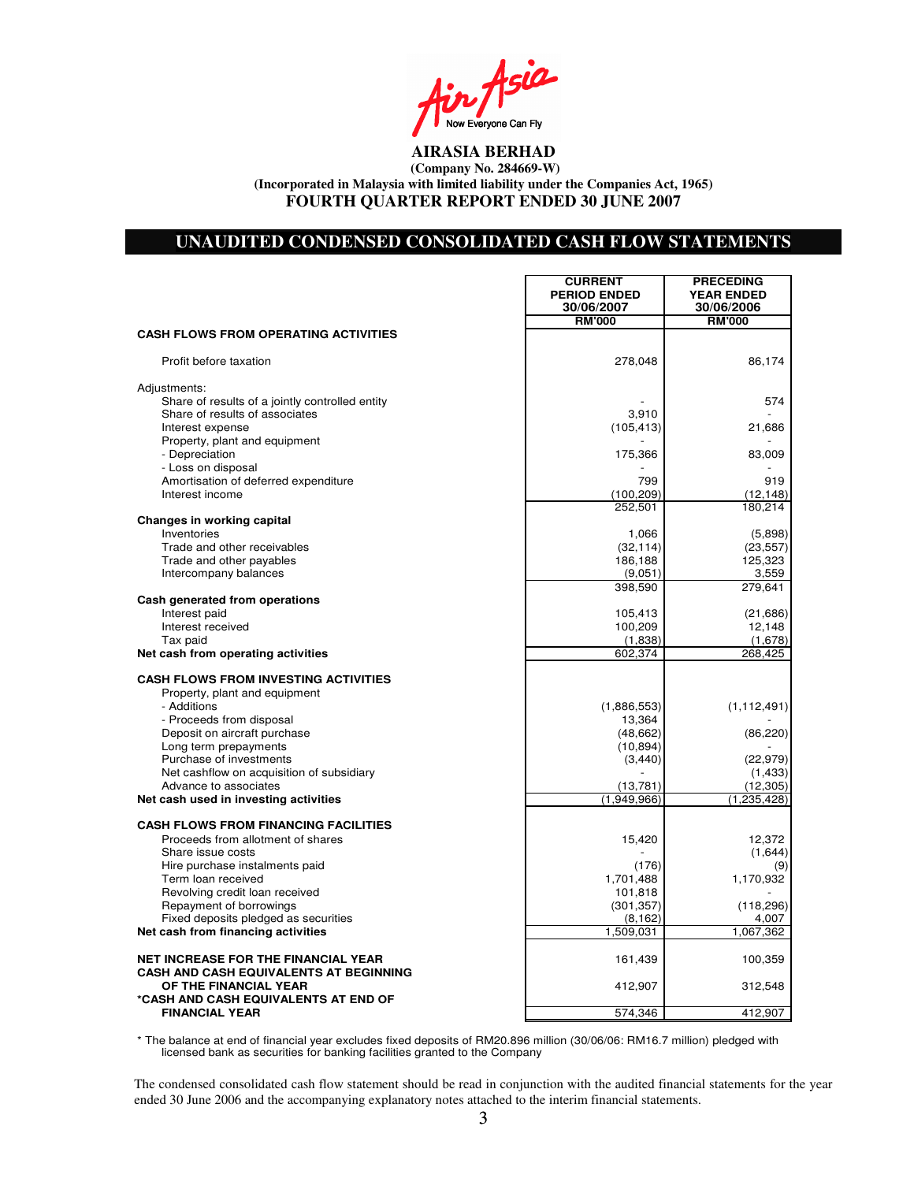**AIRASIA BERHAD**
**(Company No. 284669-W)**
**(Incorporated in Malaysia with limited liability under the Companies Act, 1965)**
**FOURTH QUARTER REPORT ENDED 30 JUNE 2007**

## UNAUDITED CONDENSED CONSOLIDATED CASH FLOW STATEMENTS

| | CURRENT PERIOD ENDED 30/06/2007 | PRECEDING YEAR ENDED 30/06/2006 |
|---|---|---|
| | RM'000 | RM'000 |
| **CASH FLOWS FROM OPERATING ACTIVITIES** | | |
| Profit before taxation | 278,048 | 86,174 |
| Adjustments: | | |
| Share of results of a jointly controlled entity | - | 574 |
| Share of results of associates | 3,910 | - |
| Interest expense | (105,413) | 21,686 |
| Property, plant and equipment | - | - |
| - Depreciation | 175,366 | 83,009 |
| - Loss on disposal | - | - |
| Amortisation of deferred expenditure | 799 | 919 |
| Interest income | (100,209) | (12,148) |
| | 252,501 | 180,214 |
| **Changes in working capital** | | |
| Inventories | 1,066 | (5,898) |
| Trade and other receivables | (32,114) | (23,557) |
| Trade and other payables | 186,188 | 125,323 |
| Intercompany balances | (9,051) | 3,559 |
| | 398,590 | 279,641 |
| **Cash generated from operations** | | |
| Interest paid | 105,413 | (21,686) |
| Interest received | 100,209 | 12,148 |
| Tax paid | (1,838) | (1,678) |
| **Net cash from operating activities** | 602,374 | 268,425 |
| **CASH FLOWS FROM INVESTING ACTIVITIES** | | |
| Property, plant and equipment | | |
| - Additions | (1,886,553) | (1,112,491) |
| - Proceeds from disposal | 13,364 | - |
| Deposit on aircraft purchase | (48,662) | (86,220) |
| Long term prepayments | (10,894) | - |
| Purchase of investments | (3,440) | (22,979) |
| Net cashflow on acquisition of subsidiary | - | (1,433) |
| Advance to associates | (13,781) | (12,305) |
| **Net cash used in investing activities** | (1,949,966) | (1,235,428) |
| **CASH FLOWS FROM FINANCING FACILITIES** | | |
| Proceeds from allotment of shares | 15,420 | 12,372 |
| Share issue costs | - | (1,644) |
| Hire purchase instalments paid | (176) | (9) |
| Term loan received | 1,701,488 | 1,170,932 |
| Revolving credit loan received | 101,818 | - |
| Repayment of borrowings | (301,357) | (118,296) |
| Fixed deposits pledged as securities | (8,162) | 4,007 |
| **Net cash from financing activities** | 1,509,031 | 1,067,362 |
| **NET INCREASE FOR THE FINANCIAL YEAR** | 161,439 | 100,359 |
| **CASH AND CASH EQUIVALENTS AT BEGINNING OF THE FINANCIAL YEAR** | 412,907 | 312,548 |
| ***CASH AND CASH EQUIVALENTS AT END OF FINANCIAL YEAR** | 574,346 | 412,907 |

\* The balance at end of financial year excludes fixed deposits of RM20.896 million (30/06/06: RM16.7 million) pledged with licensed bank as securities for banking facilities granted to the Company

The condensed consolidated cash flow statement should be read in conjunction with the audited financial statements for the year ended 30 June 2006 and the accompanying explanatory notes attached to the interim financial statements.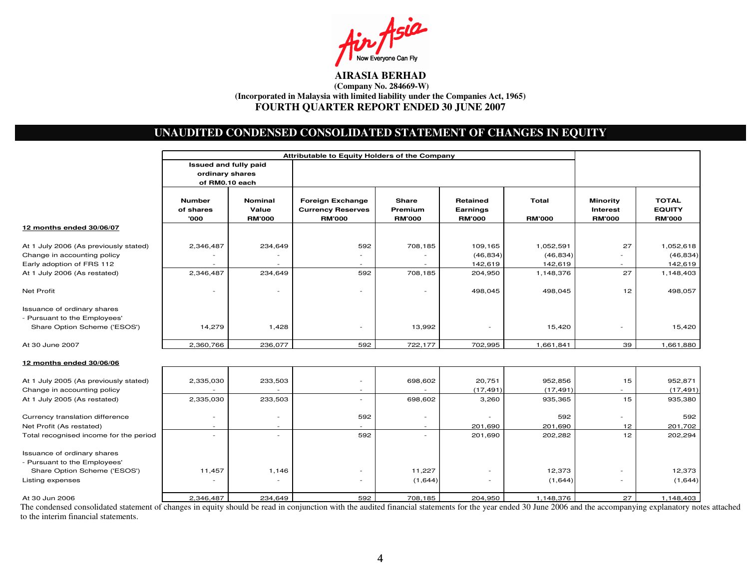**AIRASIA BERHAD**
**(Company No. 284669-W)**
**(Incorporated in Malaysia with limited liability under the Companies Act, 1965)**
**FOURTH QUARTER REPORT ENDED 30 JUNE 2007**

## UNAUDITED CONDENSED CONSOLIDATED STATEMENT OF CHANGES IN EQUITY

| | Attributable to Equity Holders of the Company | | | | | | | |
|---|---|---|---|---|---|---|---|---|
| | Issued and fully paid ordinary shares of RM0.10 each | | | | | | | |
| | Number of shares '000 | Nominal Value RM'000 | Foreign Exchange Currency Reserves RM'000 | Share Premium RM'000 | Retained Earnings RM'000 | Total RM'000 | Minority Interest RM'000 | TOTAL EQUITY RM'000 |
| **12 months ended 30/06/07** | | | | | | | | |
| At 1 July 2006 (As previously stated) | 2,346,487 | 234,649 | 592 | 708,185 | 109,165 | 1,052,591 | 27 | 1,052,618 |
| Change in accounting policy | - | - | - | - | (46,834) | (46,834) | - | (46,834) |
| Early adoption of FRS 112 | - | - | - | - | 142,619 | 142,619 | - | 142,619 |
| At 1 July 2006 (As restated) | 2,346,487 | 234,649 | 592 | 708,185 | 204,950 | 1,148,376 | 27 | 1,148,403 |
| Net Profit | - | - | - | - | 498,045 | 498,045 | 12 | 498,057 |
| Issuance of ordinary shares - Pursuant to the Employees' Share Option Scheme ('ESOS') | 14,279 | 1,428 | - | 13,992 | - | 15,420 | - | 15,420 |
| At 30 June 2007 | 2,360,766 | 236,077 | 592 | 722,177 | 702,995 | 1,661,841 | 39 | 1,661,880 |
| **12 months ended 30/06/06** | | | | | | | | |
| At 1 July 2005 (As previously stated) | 2,335,030 | 233,503 | - | 698,602 | 20,751 | 952,856 | 15 | 952,871 |
| Change in accounting policy | - | - | - | - | (17,491) | (17,491) | - | (17,491) |
| At 1 July 2005 (As restated) | 2,335,030 | 233,503 | - | 698,602 | 3,260 | 935,365 | 15 | 935,380 |
| Currency translation difference | - | - | 592 | - | - | 592 | - | 592 |
| Net Profit (As restated) | - | - | - | - | 201,690 | 201,690 | 12 | 201,702 |
| Total recognised income for the period | - | - | 592 | - | 201,690 | 202,282 | 12 | 202,294 |
| Issuance of ordinary shares - Pursuant to the Employees' Share Option Scheme ('ESOS') | 11,457 | 1,146 | - | 11,227 | - | 12,373 | - | 12,373 |
| Listing expenses | - | - | - | (1,644) | - | (1,644) | - | (1,644) |
| At 30 Jun 2006 | 2,346,487 | 234,649 | 592 | 708,185 | 204,950 | 1,148,376 | 27 | 1,148,403 |

The condensed consolidated statement of changes in equity should be read in conjunction with the audited financial statements for the year ended 30 June 2006 and the accompanying explanatory notes attached to the interim financial statements.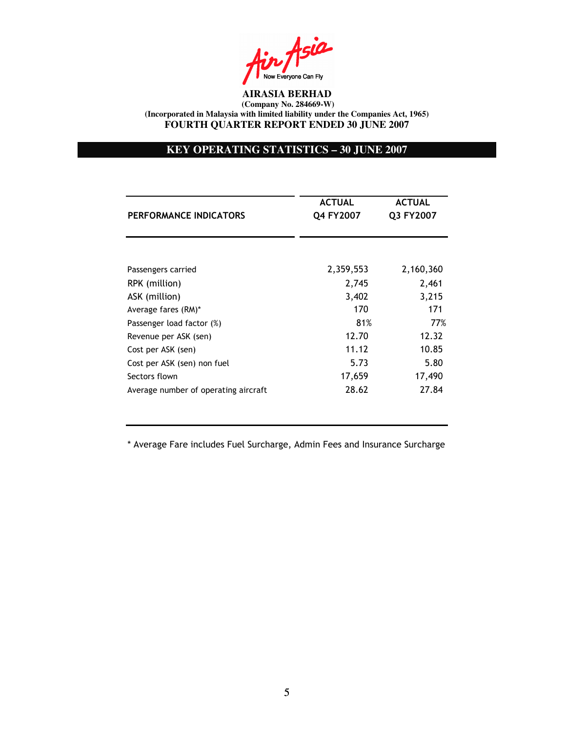**AIRASIA BERHAD**
**(Company No. 284669-W)**
**(Incorporated in Malaysia with limited liability under the Companies Act, 1965)**
**FOURTH QUARTER REPORT ENDED 30 JUNE 2007**

## KEY OPERATING STATISTICS – 30 JUNE 2007

| PERFORMANCE INDICATORS | ACTUAL Q4 FY2007 | ACTUAL Q3 FY2007 |
|---|---|---|
| Passengers carried | 2,359,553 | 2,160,360 |
| RPK (million) | 2,745 | 2,461 |
| ASK (million) | 3,402 | 3,215 |
| Average fares (RM)* | 170 | 171 |
| Passenger load factor (%) | 81% | 77% |
| Revenue per ASK (sen) | 12.70 | 12.32 |
| Cost per ASK (sen) | 11.12 | 10.85 |
| Cost per ASK (sen) non fuel | 5.73 | 5.80 |
| Sectors flown | 17,659 | 17,490 |
| Average number of operating aircraft | 28.62 | 27.84 |

* Average Fare includes Fuel Surcharge, Admin Fees and Insurance Surcharge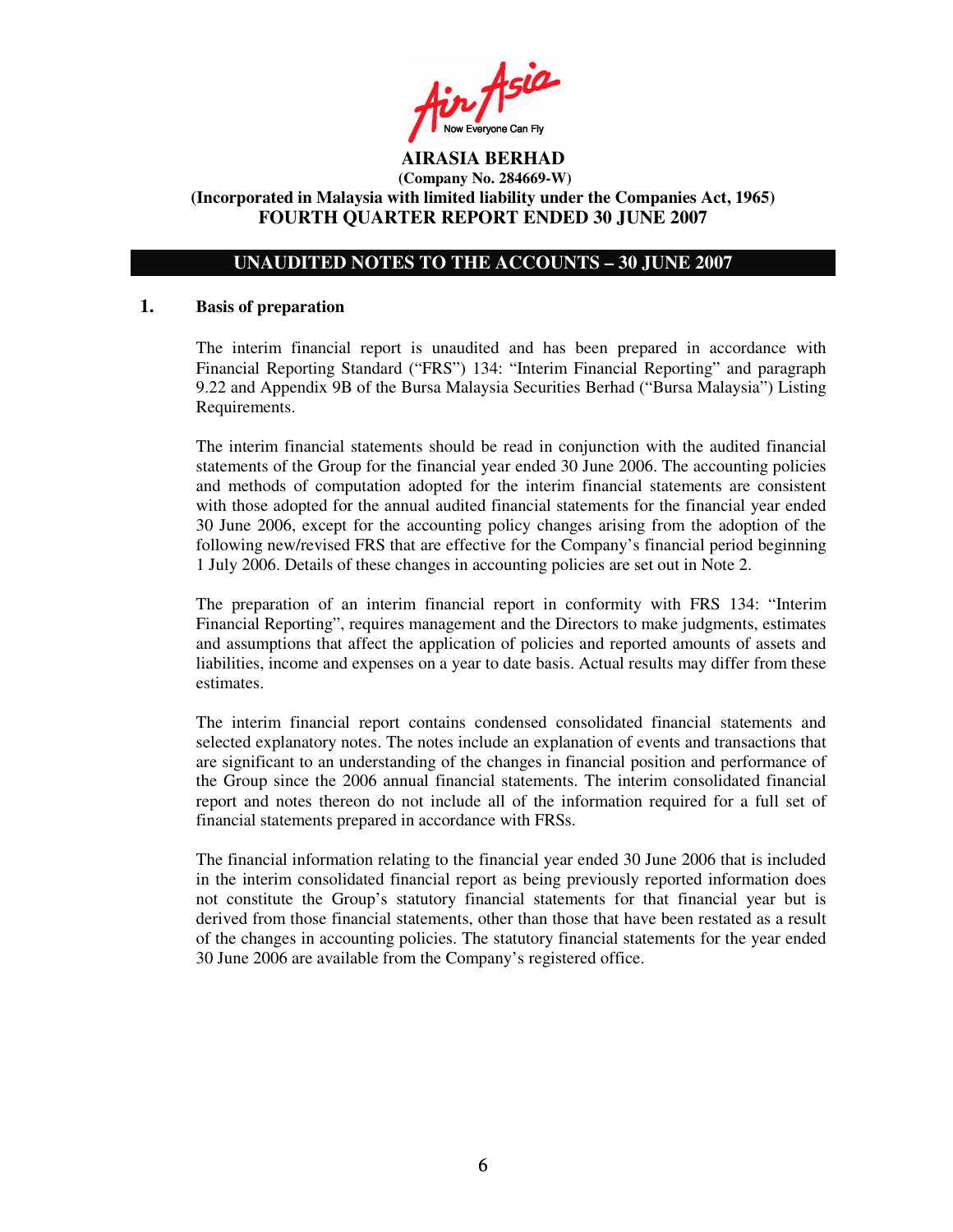**AIRASIA BERHAD**
**(Company No. 284669-W)**
**(Incorporated in Malaysia with limited liability under the Companies Act, 1965)**
**FOURTH QUARTER REPORT ENDED 30 JUNE 2007**

## UNAUDITED NOTES TO THE ACCOUNTS – 30 JUNE 2007

### 1. Basis of preparation

The interim financial report is unaudited and has been prepared in accordance with Financial Reporting Standard ("FRS") 134: "Interim Financial Reporting" and paragraph 9.22 and Appendix 9B of the Bursa Malaysia Securities Berhad ("Bursa Malaysia") Listing Requirements.

The interim financial statements should be read in conjunction with the audited financial statements of the Group for the financial year ended 30 June 2006. The accounting policies and methods of computation adopted for the interim financial statements are consistent with those adopted for the annual audited financial statements for the financial year ended 30 June 2006, except for the accounting policy changes arising from the adoption of the following new/revised FRS that are effective for the Company's financial period beginning 1 July 2006. Details of these changes in accounting policies are set out in Note 2.

The preparation of an interim financial report in conformity with FRS 134: "Interim Financial Reporting", requires management and the Directors to make judgments, estimates and assumptions that affect the application of policies and reported amounts of assets and liabilities, income and expenses on a year to date basis. Actual results may differ from these estimates.

The interim financial report contains condensed consolidated financial statements and selected explanatory notes. The notes include an explanation of events and transactions that are significant to an understanding of the changes in financial position and performance of the Group since the 2006 annual financial statements. The interim consolidated financial report and notes thereon do not include all of the information required for a full set of financial statements prepared in accordance with FRSs.

The financial information relating to the financial year ended 30 June 2006 that is included in the interim consolidated financial report as being previously reported information does not constitute the Group's statutory financial statements for that financial year but is derived from those financial statements, other than those that have been restated as a result of the changes in accounting policies. The statutory financial statements for the year ended 30 June 2006 are available from the Company's registered office.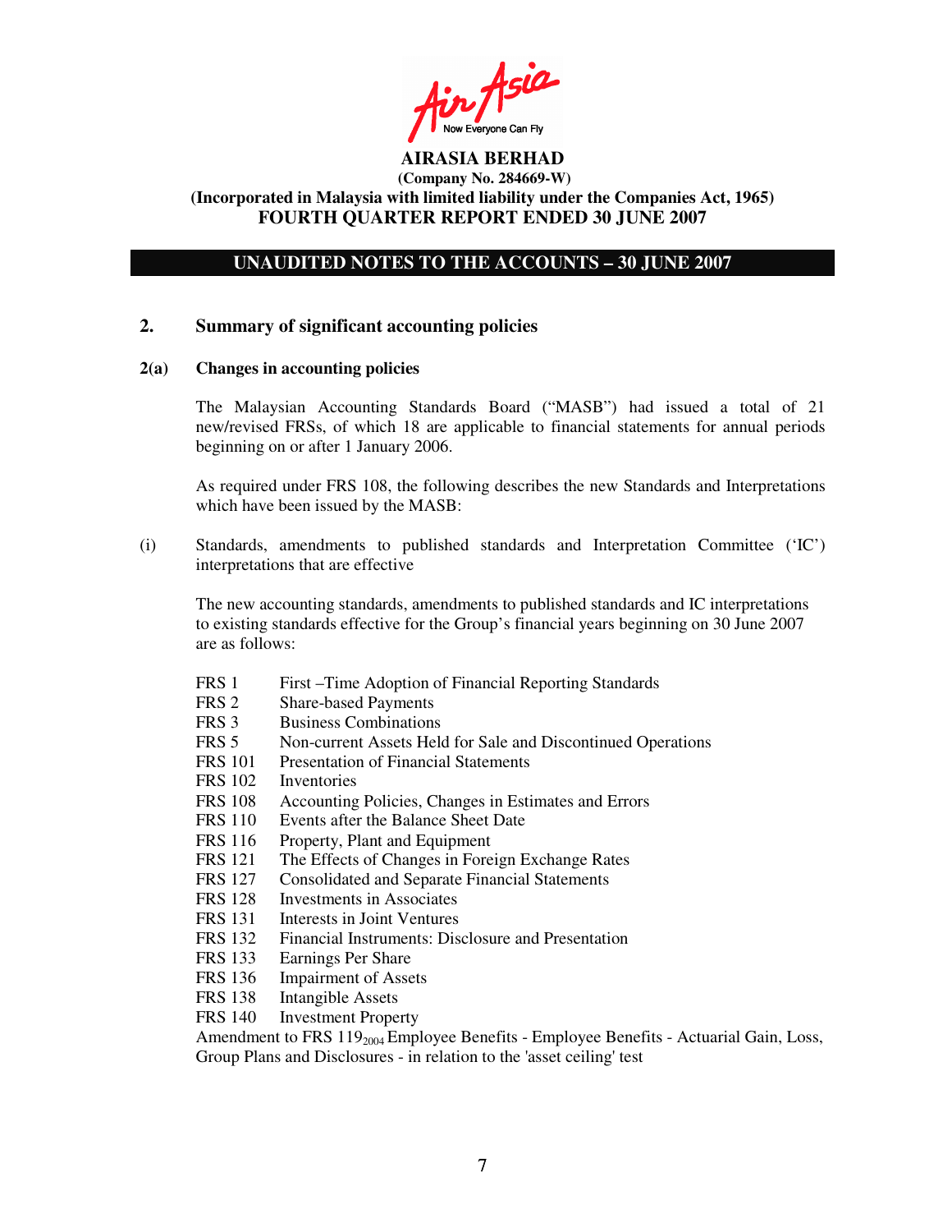**AIRASIA BERHAD**
**(Company No. 284669-W)**
**(Incorporated in Malaysia with limited liability under the Companies Act, 1965)**
**FOURTH QUARTER REPORT ENDED 30 JUNE 2007**

**UNAUDITED NOTES TO THE ACCOUNTS – 30 JUNE 2007**

## 2. Summary of significant accounting policies

### 2(a) Changes in accounting policies

The Malaysian Accounting Standards Board ("MASB") had issued a total of 21 new/revised FRSs, of which 18 are applicable to financial statements for annual periods beginning on or after 1 January 2006.

As required under FRS 108, the following describes the new Standards and Interpretations which have been issued by the MASB:

(i) Standards, amendments to published standards and Interpretation Committee ('IC') interpretations that are effective

The new accounting standards, amendments to published standards and IC interpretations to existing standards effective for the Group's financial years beginning on 30 June 2007 are as follows:

FRS 1 First –Time Adoption of Financial Reporting Standards
FRS 2 Share-based Payments
FRS 3 Business Combinations
FRS 5 Non-current Assets Held for Sale and Discontinued Operations
FRS 101 Presentation of Financial Statements
FRS 102 Inventories
FRS 108 Accounting Policies, Changes in Estimates and Errors
FRS 110 Events after the Balance Sheet Date
FRS 116 Property, Plant and Equipment
FRS 121 The Effects of Changes in Foreign Exchange Rates
FRS 127 Consolidated and Separate Financial Statements
FRS 128 Investments in Associates
FRS 131 Interests in Joint Ventures
FRS 132 Financial Instruments: Disclosure and Presentation
FRS 133 Earnings Per Share
FRS 136 Impairment of Assets
FRS 138 Intangible Assets
FRS 140 Investment Property
Amendment to FRS $119_{2004}$ Employee Benefits - Employee Benefits - Actuarial Gain, Loss, Group Plans and Disclosures - in relation to the 'asset ceiling' test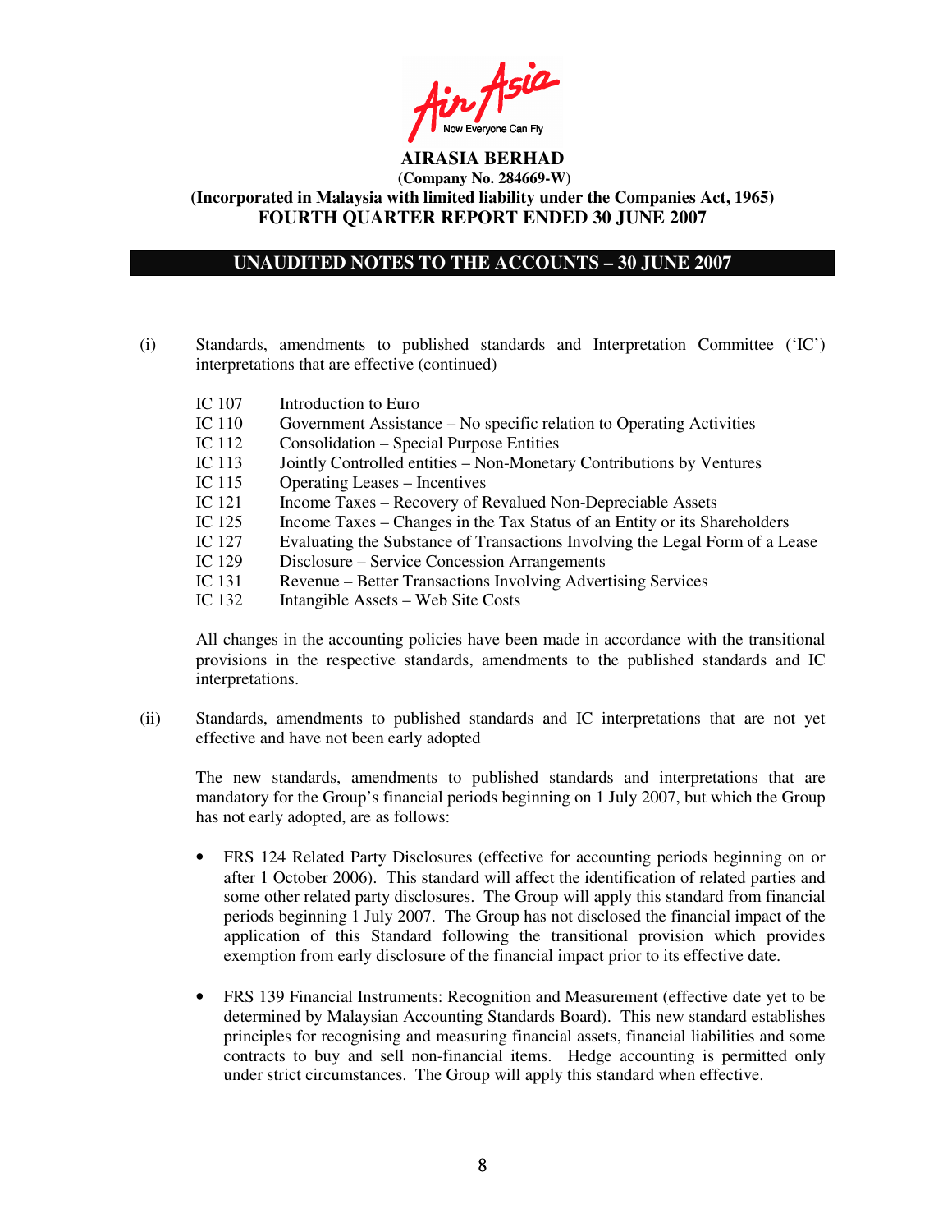**AIRASIA BERHAD**
**(Company No. 284669-W)**
**(Incorporated in Malaysia with limited liability under the Companies Act, 1965)**
**FOURTH QUARTER REPORT ENDED 30 JUNE 2007**

## UNAUDITED NOTES TO THE ACCOUNTS – 30 JUNE 2007

(i) Standards, amendments to published standards and Interpretation Committee ('IC') interpretations that are effective (continued)

| | |
|---|---|
| IC 107 | Introduction to Euro |
| IC 110 | Government Assistance – No specific relation to Operating Activities |
| IC 112 | Consolidation – Special Purpose Entities |
| IC 113 | Jointly Controlled entities – Non-Monetary Contributions by Ventures |
| IC 115 | Operating Leases – Incentives |
| IC 121 | Income Taxes – Recovery of Revalued Non-Depreciable Assets |
| IC 125 | Income Taxes – Changes in the Tax Status of an Entity or its Shareholders |
| IC 127 | Evaluating the Substance of Transactions Involving the Legal Form of a Lease |
| IC 129 | Disclosure – Service Concession Arrangements |
| IC 131 | Revenue – Better Transactions Involving Advertising Services |
| IC 132 | Intangible Assets – Web Site Costs |

All changes in the accounting policies have been made in accordance with the transitional provisions in the respective standards, amendments to the published standards and IC interpretations.

(ii) Standards, amendments to published standards and IC interpretations that are not yet effective and have not been early adopted

The new standards, amendments to published standards and interpretations that are mandatory for the Group's financial periods beginning on 1 July 2007, but which the Group has not early adopted, are as follows:

- FRS 124 Related Party Disclosures (effective for accounting periods beginning on or after 1 October 2006). This standard will affect the identification of related parties and some other related party disclosures. The Group will apply this standard from financial periods beginning 1 July 2007. The Group has not disclosed the financial impact of the application of this Standard following the transitional provision which provides exemption from early disclosure of the financial impact prior to its effective date.

- FRS 139 Financial Instruments: Recognition and Measurement (effective date yet to be determined by Malaysian Accounting Standards Board). This new standard establishes principles for recognising and measuring financial assets, financial liabilities and some contracts to buy and sell non-financial items. Hedge accounting is permitted only under strict circumstances. The Group will apply this standard when effective.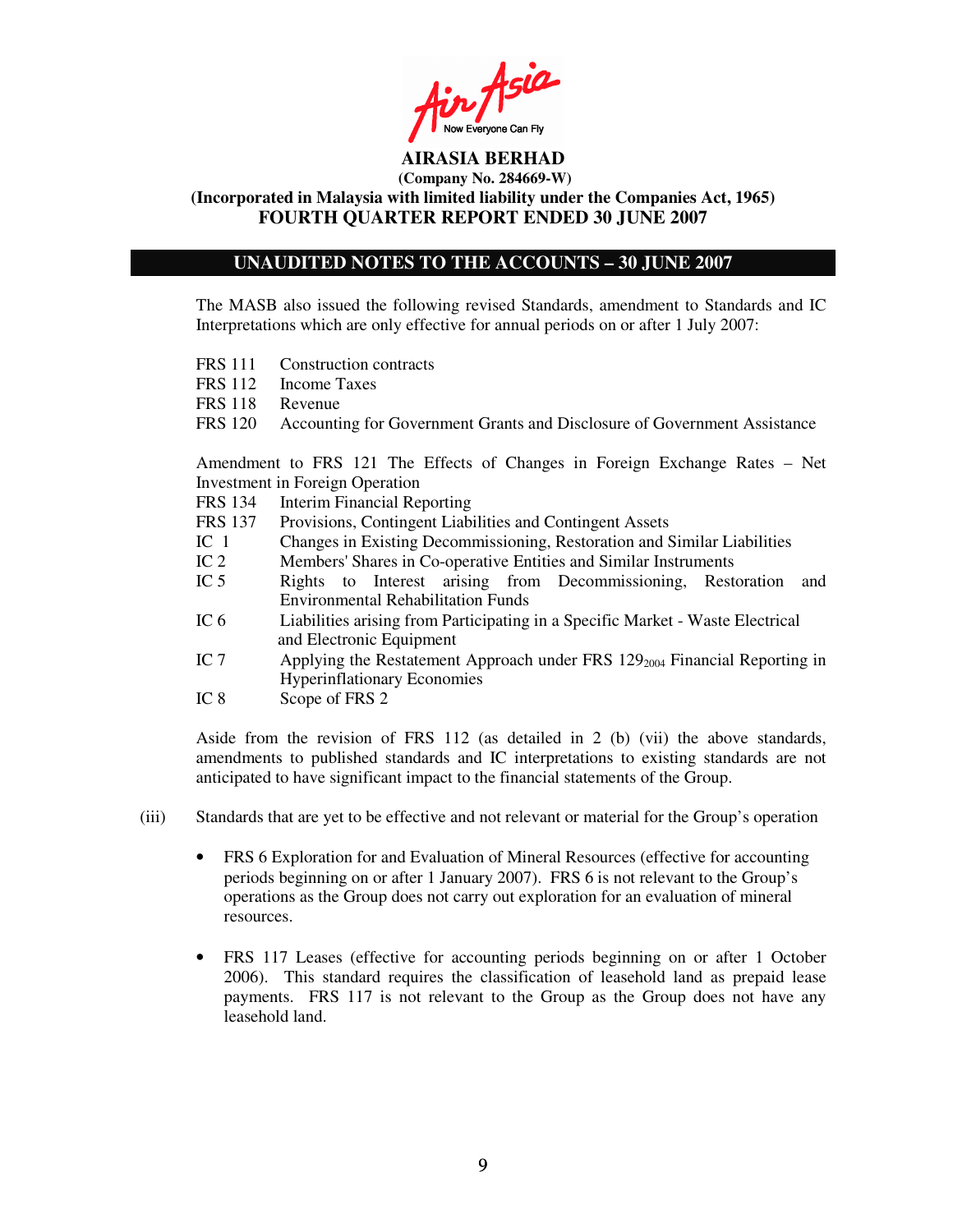**AIRASIA BERHAD**
**(Company No. 284669-W)**
**(Incorporated in Malaysia with limited liability under the Companies Act, 1965)**
**FOURTH QUARTER REPORT ENDED 30 JUNE 2007**

## UNAUDITED NOTES TO THE ACCOUNTS – 30 JUNE 2007

The MASB also issued the following revised Standards, amendment to Standards and IC Interpretations which are only effective for annual periods on or after 1 July 2007:

- FRS 111 Construction contracts
- FRS 112 Income Taxes
- FRS 118 Revenue
- FRS 120 Accounting for Government Grants and Disclosure of Government Assistance

Amendment to FRS 121 The Effects of Changes in Foreign Exchange Rates – Net Investment in Foreign Operation

- FRS 134 Interim Financial Reporting
- FRS 137 Provisions, Contingent Liabilities and Contingent Assets
- IC 1 Changes in Existing Decommissioning, Restoration and Similar Liabilities
- IC 2 Members' Shares in Co-operative Entities and Similar Instruments
- IC 5 Rights to Interest arising from Decommissioning, Restoration and Environmental Rehabilitation Funds
- IC 6 Liabilities arising from Participating in a Specific Market - Waste Electrical and Electronic Equipment
- IC 7 Applying the Restatement Approach under FRS $129_{2004}$ Financial Reporting in Hyperinflationary Economies
- IC 8 Scope of FRS 2

Aside from the revision of FRS 112 (as detailed in 2 (b) (vii) the above standards, amendments to published standards and IC interpretations to existing standards are not anticipated to have significant impact to the financial statements of the Group.

(iii) Standards that are yet to be effective and not relevant or material for the Group's operation

- FRS 6 Exploration for and Evaluation of Mineral Resources (effective for accounting periods beginning on or after 1 January 2007). FRS 6 is not relevant to the Group's operations as the Group does not carry out exploration for an evaluation of mineral resources.

- FRS 117 Leases (effective for accounting periods beginning on or after 1 October 2006). This standard requires the classification of leasehold land as prepaid lease payments. FRS 117 is not relevant to the Group as the Group does not have any leasehold land.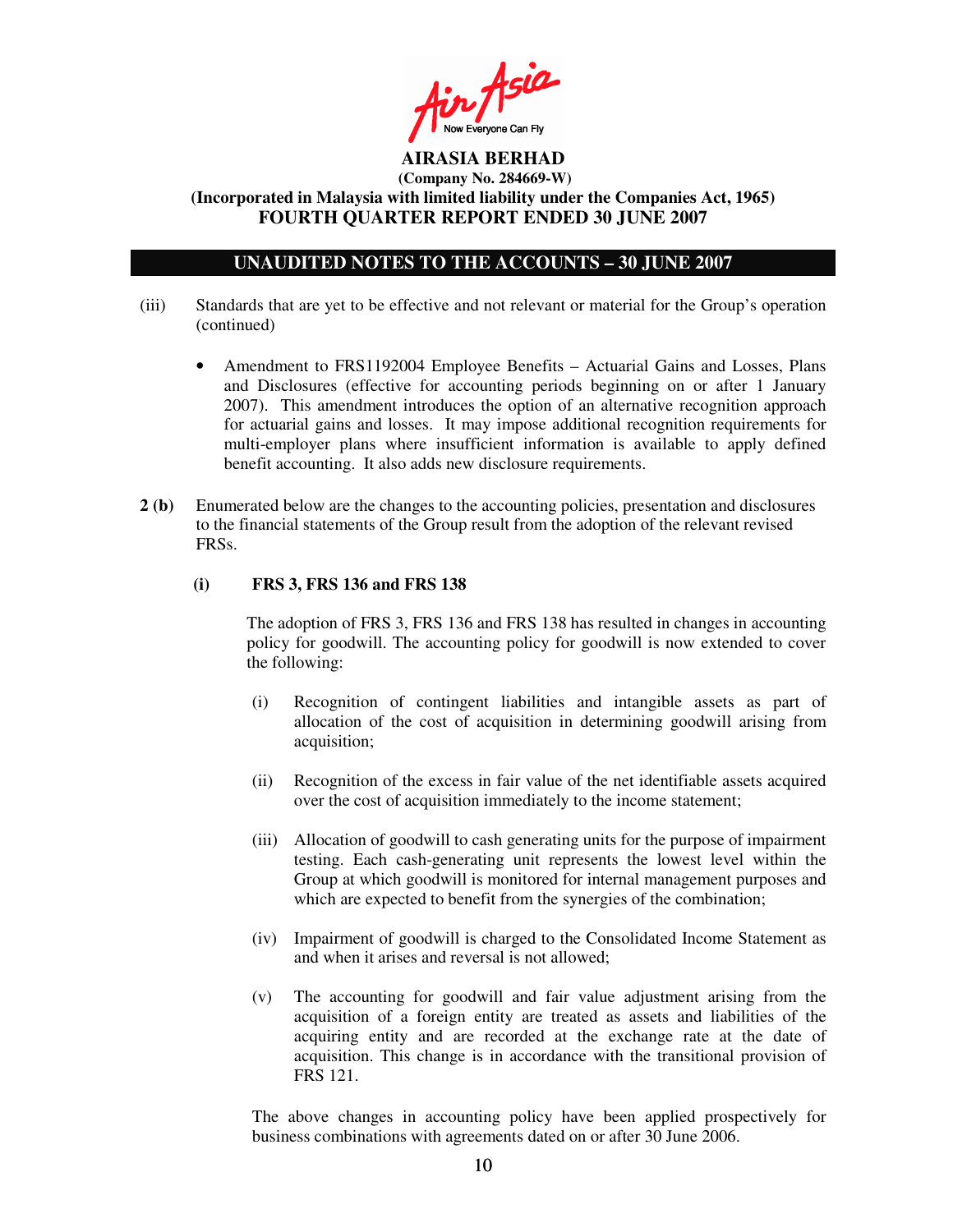(iii) Standards that are yet to be effective and not relevant or material for the Group's operation (continued)

- Amendment to FRS1192004 Employee Benefits – Actuarial Gains and Losses, Plans and Disclosures (effective for accounting periods beginning on or after 1 January 2007). This amendment introduces the option of an alternative recognition approach for actuarial gains and losses. It may impose additional recognition requirements for multi-employer plans where insufficient information is available to apply defined benefit accounting. It also adds new disclosure requirements.

**2 (b)** Enumerated below are the changes to the accounting policies, presentation and disclosures to the financial statements of the Group result from the adoption of the relevant revised FRSs.

**(i) FRS 3, FRS 136 and FRS 138**

The adoption of FRS 3, FRS 136 and FRS 138 has resulted in changes in accounting policy for goodwill. The accounting policy for goodwill is now extended to cover the following:

(i) Recognition of contingent liabilities and intangible assets as part of allocation of the cost of acquisition in determining goodwill arising from acquisition;

(ii) Recognition of the excess in fair value of the net identifiable assets acquired over the cost of acquisition immediately to the income statement;

(iii) Allocation of goodwill to cash generating units for the purpose of impairment testing. Each cash-generating unit represents the lowest level within the Group at which goodwill is monitored for internal management purposes and which are expected to benefit from the synergies of the combination;

(iv) Impairment of goodwill is charged to the Consolidated Income Statement as and when it arises and reversal is not allowed;

(v) The accounting for goodwill and fair value adjustment arising from the acquisition of a foreign entity are treated as assets and liabilities of the acquiring entity and are recorded at the exchange rate at the date of acquisition. This change is in accordance with the transitional provision of FRS 121.

The above changes in accounting policy have been applied prospectively for business combinations with agreements dated on or after 30 June 2006.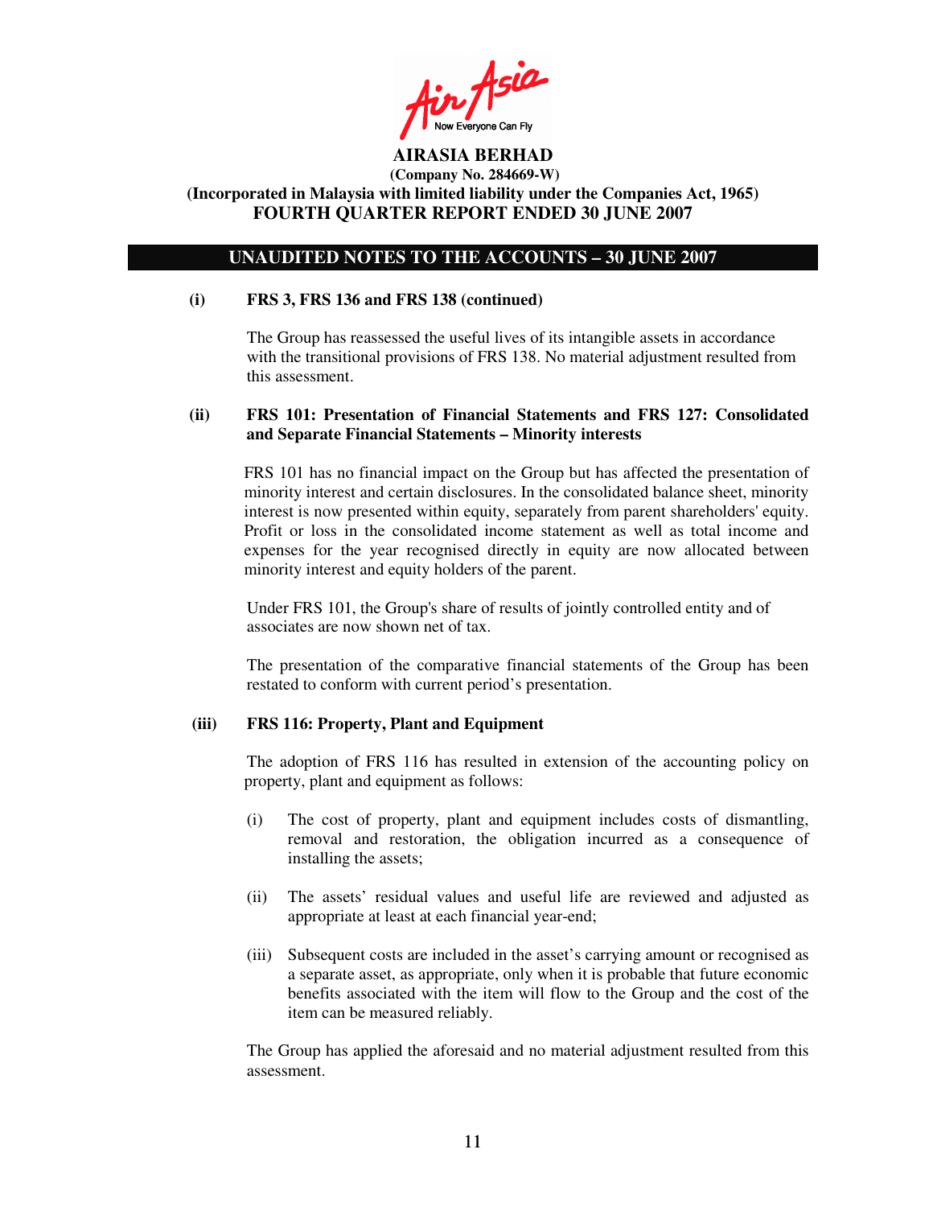**AIRASIA BERHAD**
**(Company No. 284669-W)**
**(Incorporated in Malaysia with limited liability under the Companies Act, 1965)**
**FOURTH QUARTER REPORT ENDED 30 JUNE 2007**

## UNAUDITED NOTES TO THE ACCOUNTS – 30 JUNE 2007

**(i) FRS 3, FRS 136 and FRS 138 (continued)**

The Group has reassessed the useful lives of its intangible assets in accordance with the transitional provisions of FRS 138. No material adjustment resulted from this assessment.

**(ii) FRS 101: Presentation of Financial Statements and FRS 127: Consolidated and Separate Financial Statements – Minority interests**

FRS 101 has no financial impact on the Group but has affected the presentation of minority interest and certain disclosures. In the consolidated balance sheet, minority interest is now presented within equity, separately from parent shareholders' equity. Profit or loss in the consolidated income statement as well as total income and expenses for the year recognised directly in equity are now allocated between minority interest and equity holders of the parent.

Under FRS 101, the Group's share of results of jointly controlled entity and of associates are now shown net of tax.

The presentation of the comparative financial statements of the Group has been restated to conform with current period's presentation.

**(iii) FRS 116: Property, Plant and Equipment**

The adoption of FRS 116 has resulted in extension of the accounting policy on property, plant and equipment as follows:

(i) The cost of property, plant and equipment includes costs of dismantling, removal and restoration, the obligation incurred as a consequence of installing the assets;

(ii) The assets' residual values and useful life are reviewed and adjusted as appropriate at least at each financial year-end;

(iii) Subsequent costs are included in the asset's carrying amount or recognised as a separate asset, as appropriate, only when it is probable that future economic benefits associated with the item will flow to the Group and the cost of the item can be measured reliably.

The Group has applied the aforesaid and no material adjustment resulted from this assessment.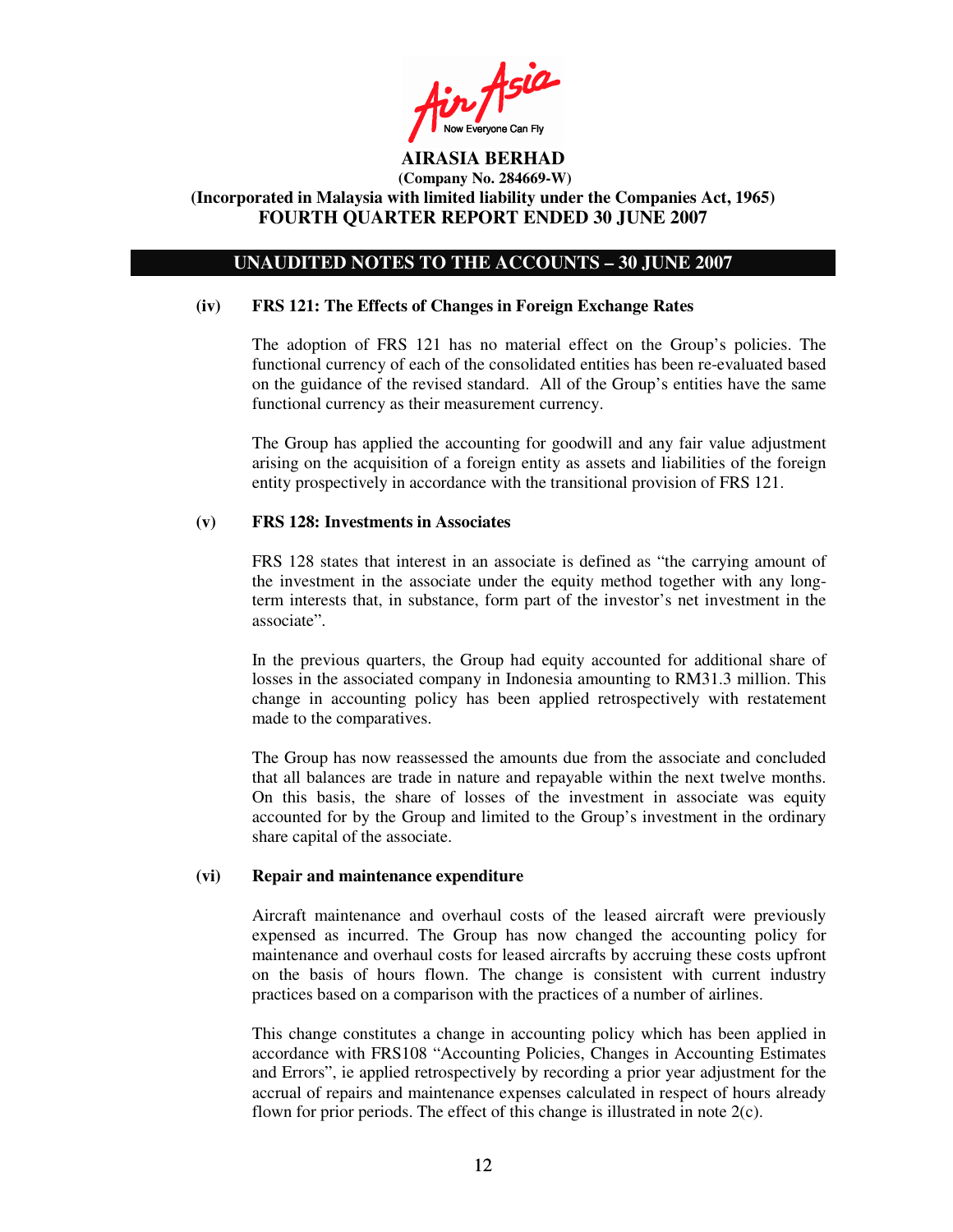**UNAUDITED NOTES TO THE ACCOUNTS – 30 JUNE 2007**

**(iv) FRS 121: The Effects of Changes in Foreign Exchange Rates**

The adoption of FRS 121 has no material effect on the Group's policies. The functional currency of each of the consolidated entities has been re-evaluated based on the guidance of the revised standard. All of the Group's entities have the same functional currency as their measurement currency.

The Group has applied the accounting for goodwill and any fair value adjustment arising on the acquisition of a foreign entity as assets and liabilities of the foreign entity prospectively in accordance with the transitional provision of FRS 121.

**(v) FRS 128: Investments in Associates**

FRS 128 states that interest in an associate is defined as "the carrying amount of the investment in the associate under the equity method together with any long-term interests that, in substance, form part of the investor's net investment in the associate".

In the previous quarters, the Group had equity accounted for additional share of losses in the associated company in Indonesia amounting to RM31.3 million. This change in accounting policy has been applied retrospectively with restatement made to the comparatives.

The Group has now reassessed the amounts due from the associate and concluded that all balances are trade in nature and repayable within the next twelve months. On this basis, the share of losses of the investment in associate was equity accounted for by the Group and limited to the Group's investment in the ordinary share capital of the associate.

**(vi) Repair and maintenance expenditure**

Aircraft maintenance and overhaul costs of the leased aircraft were previously expensed as incurred. The Group has now changed the accounting policy for maintenance and overhaul costs for leased aircrafts by accruing these costs upfront on the basis of hours flown. The change is consistent with current industry practices based on a comparison with the practices of a number of airlines.

This change constitutes a change in accounting policy which has been applied in accordance with FRS108 "Accounting Policies, Changes in Accounting Estimates and Errors", ie applied retrospectively by recording a prior year adjustment for the accrual of repairs and maintenance expenses calculated in respect of hours already flown for prior periods. The effect of this change is illustrated in note 2(c).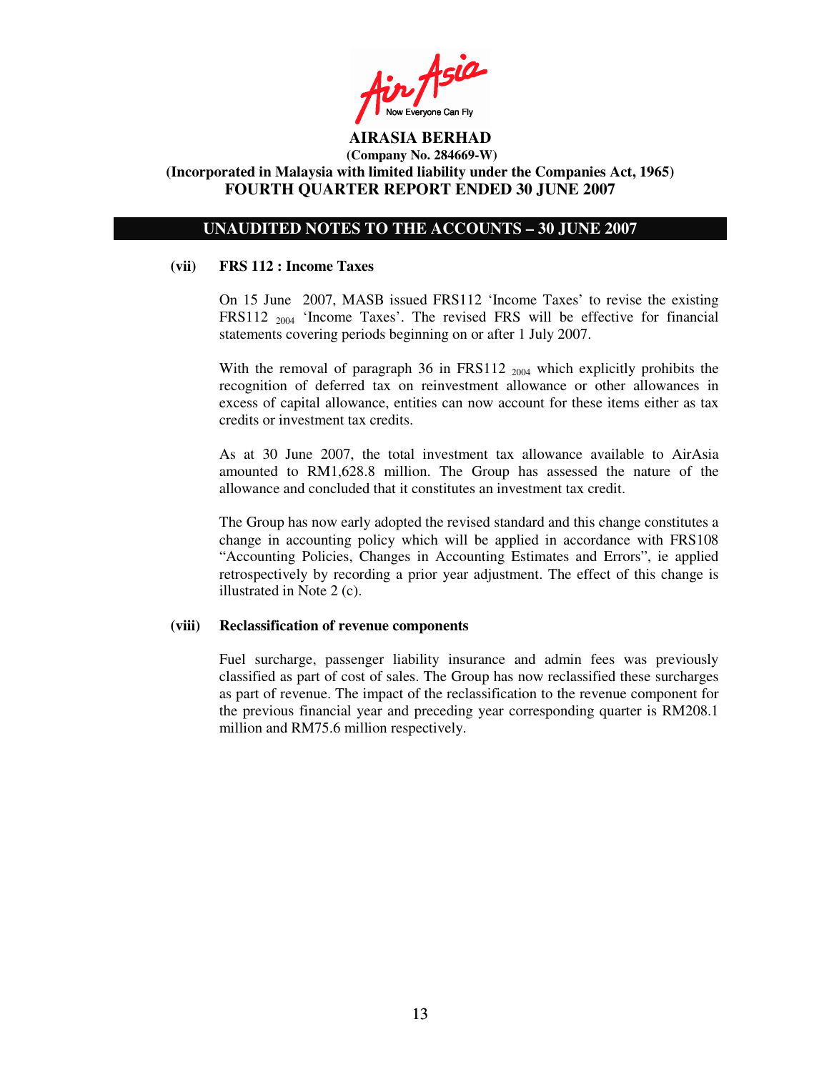**AIRASIA BERHAD**
**(Company No. 284669-W)**
**(Incorporated in Malaysia with limited liability under the Companies Act, 1965)**
**FOURTH QUARTER REPORT ENDED 30 JUNE 2007**

## UNAUDITED NOTES TO THE ACCOUNTS – 30 JUNE 2007

**(vii) FRS 112 : Income Taxes**

On 15 June 2007, MASB issued FRS112 'Income Taxes' to revise the existing FRS112 $_{2004}$ 'Income Taxes'. The revised FRS will be effective for financial statements covering periods beginning on or after 1 July 2007.

With the removal of paragraph 36 in FRS112 $_{2004}$ which explicitly prohibits the recognition of deferred tax on reinvestment allowance or other allowances in excess of capital allowance, entities can now account for these items either as tax credits or investment tax credits.

As at 30 June 2007, the total investment tax allowance available to AirAsia amounted to RM1,628.8 million. The Group has assessed the nature of the allowance and concluded that it constitutes an investment tax credit.

The Group has now early adopted the revised standard and this change constitutes a change in accounting policy which will be applied in accordance with FRS108 "Accounting Policies, Changes in Accounting Estimates and Errors", ie applied retrospectively by recording a prior year adjustment. The effect of this change is illustrated in Note 2 (c).

**(viii) Reclassification of revenue components**

Fuel surcharge, passenger liability insurance and admin fees was previously classified as part of cost of sales. The Group has now reclassified these surcharges as part of revenue. The impact of the reclassification to the revenue component for the previous financial year and preceding year corresponding quarter is RM208.1 million and RM75.6 million respectively.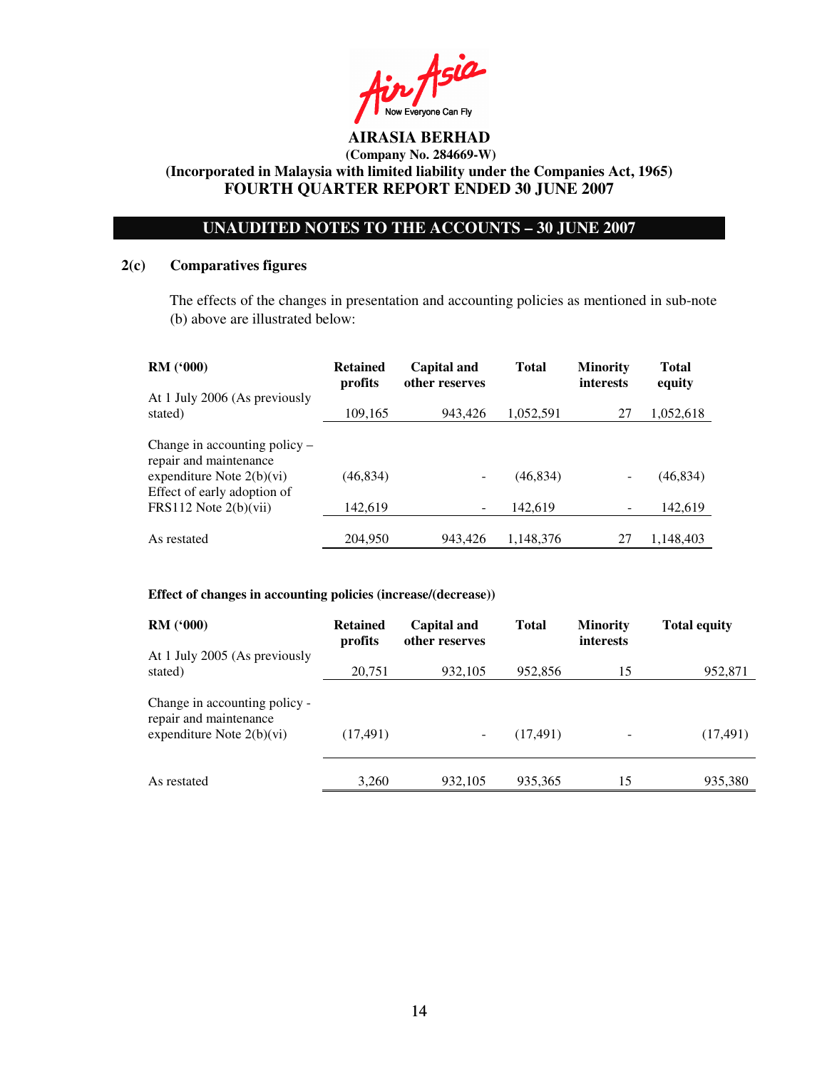AirAsia
Now Everyone Can Fly

**AIRASIA BERHAD**
**(Company No. 284669-W)**
**(Incorporated in Malaysia with limited liability under the Companies Act, 1965)**
**FOURTH QUARTER REPORT ENDED 30 JUNE 2007**

## UNAUDITED NOTES TO THE ACCOUNTS – 30 JUNE 2007

### 2(c) Comparatives figures

The effects of the changes in presentation and accounting policies as mentioned in sub-note (b) above are illustrated below:

| RM ('000) | Retained profits | Capital and other reserves | Total | Minority interests | Total equity |
|---|---|---|---|---|---|
| At 1 July 2006 (As previously stated) | 109,165 | 943,426 | 1,052,591 | 27 | 1,052,618 |
| Change in accounting policy – repair and maintenance expenditure Note 2(b)(vi) | (46,834) | - | (46,834) | - | (46,834) |
| Effect of early adoption of FRS112 Note 2(b)(vii) | 142,619 | - | 142,619 | - | 142,619 |
| As restated | 204,950 | 943,426 | 1,148,376 | 27 | 1,148,403 |

**Effect of changes in accounting policies (increase/(decrease))**

| RM ('000) | Retained profits | Capital and other reserves | Total | Minority interests | Total equity |
|---|---|---|---|---|---|
| At 1 July 2005 (As previously stated) | 20,751 | 932,105 | 952,856 | 15 | 952,871 |
| Change in accounting policy - repair and maintenance expenditure Note 2(b)(vi) | (17,491) | - | (17,491) | - | (17,491) |
| As restated | 3,260 | 932,105 | 935,365 | 15 | 935,380 |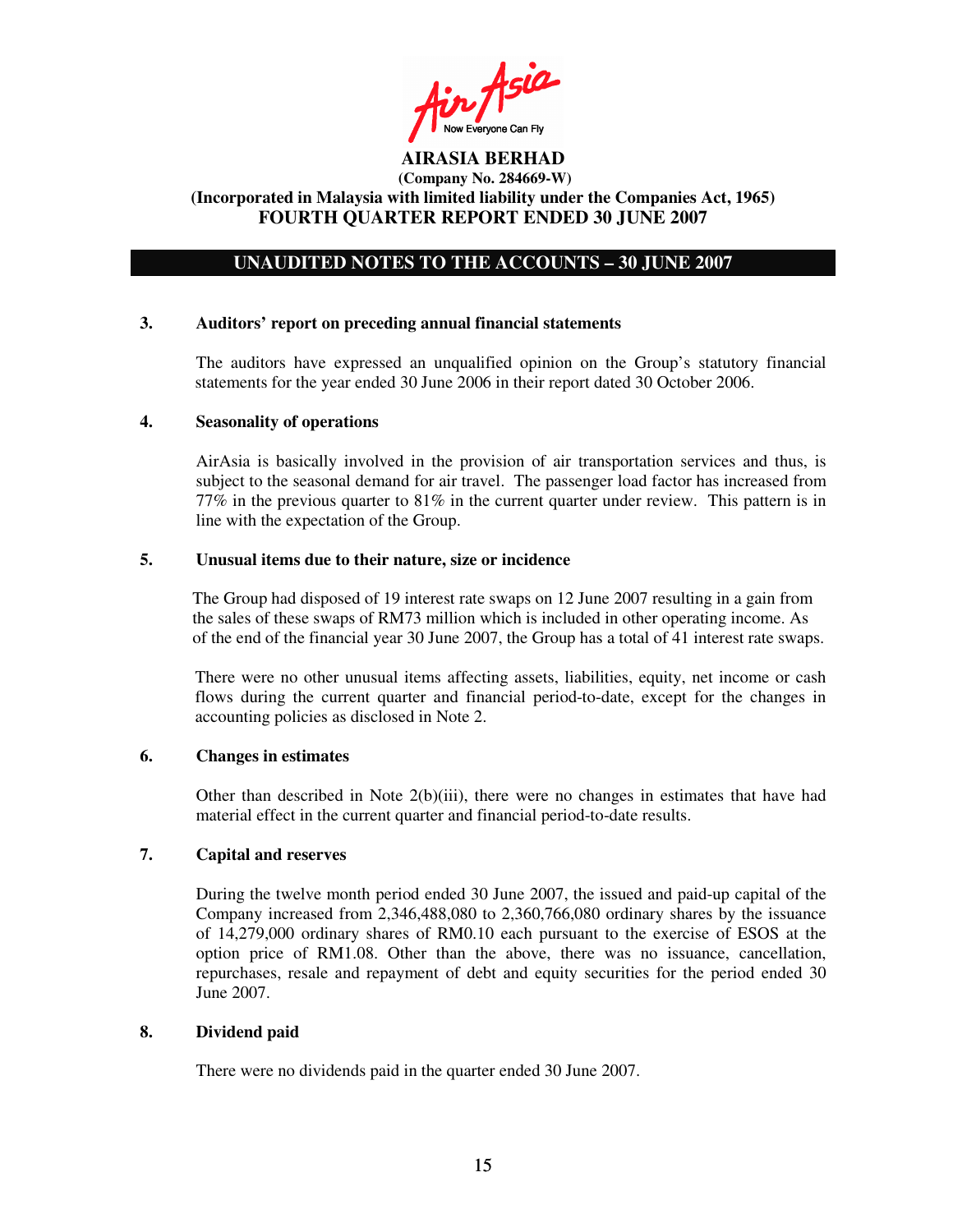**AIRASIA BERHAD**
**(Company No. 284669-W)**
**(Incorporated in Malaysia with limited liability under the Companies Act, 1965)**
**FOURTH QUARTER REPORT ENDED 30 JUNE 2007**

## UNAUDITED NOTES TO THE ACCOUNTS – 30 JUNE 2007

### 3. Auditors' report on preceding annual financial statements

The auditors have expressed an unqualified opinion on the Group's statutory financial statements for the year ended 30 June 2006 in their report dated 30 October 2006.

### 4. Seasonality of operations

AirAsia is basically involved in the provision of air transportation services and thus, is subject to the seasonal demand for air travel. The passenger load factor has increased from 77% in the previous quarter to 81% in the current quarter under review. This pattern is in line with the expectation of the Group.

### 5. Unusual items due to their nature, size or incidence

The Group had disposed of 19 interest rate swaps on 12 June 2007 resulting in a gain from the sales of these swaps of RM73 million which is included in other operating income. As of the end of the financial year 30 June 2007, the Group has a total of 41 interest rate swaps.

There were no other unusual items affecting assets, liabilities, equity, net income or cash flows during the current quarter and financial period-to-date, except for the changes in accounting policies as disclosed in Note 2.

### 6. Changes in estimates

Other than described in Note 2(b)(iii), there were no changes in estimates that have had material effect in the current quarter and financial period-to-date results.

### 7. Capital and reserves

During the twelve month period ended 30 June 2007, the issued and paid-up capital of the Company increased from 2,346,488,080 to 2,360,766,080 ordinary shares by the issuance of 14,279,000 ordinary shares of RM0.10 each pursuant to the exercise of ESOS at the option price of RM1.08. Other than the above, there was no issuance, cancellation, repurchases, resale and repayment of debt and equity securities for the period ended 30 June 2007.

### 8. Dividend paid

There were no dividends paid in the quarter ended 30 June 2007.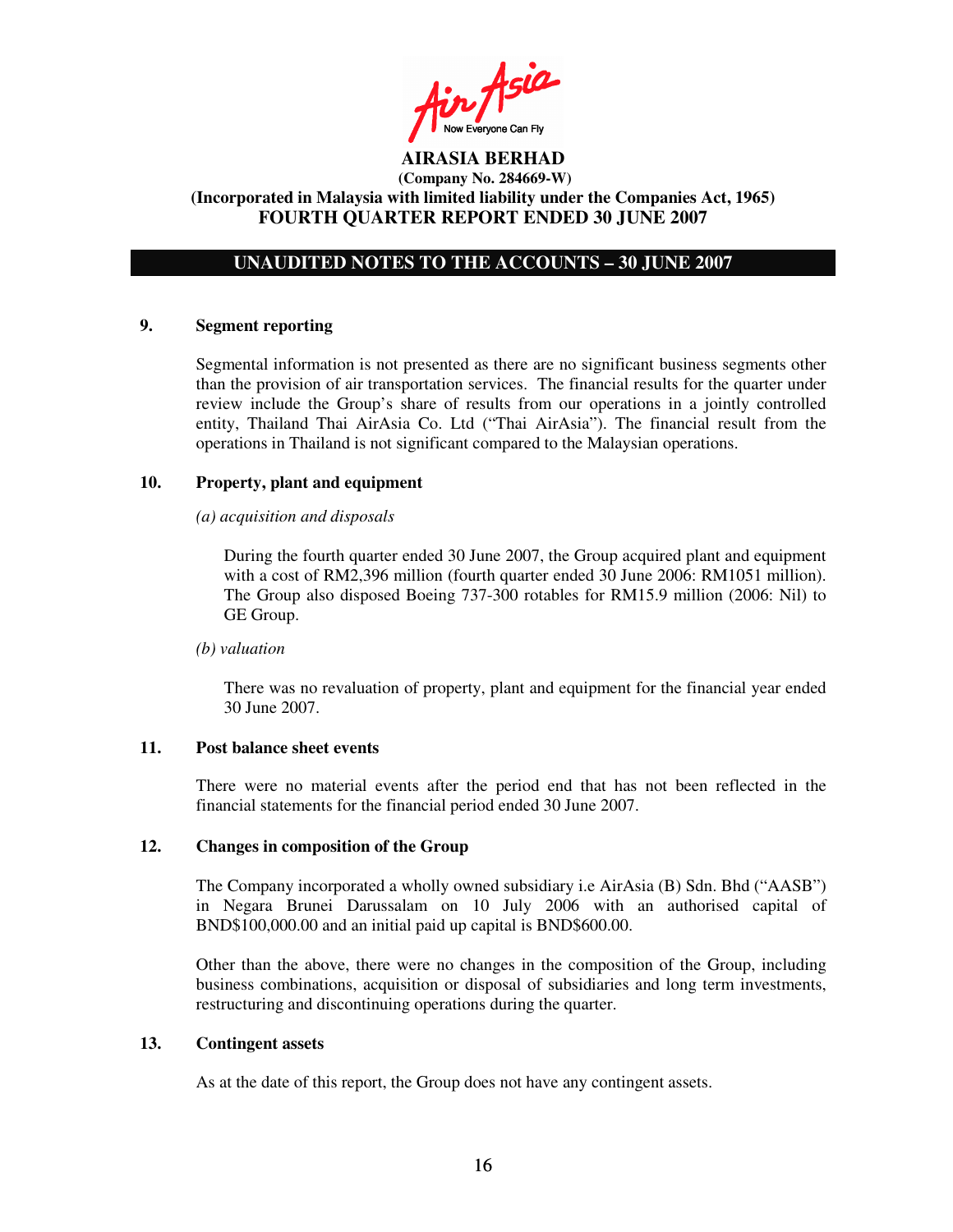**AIRASIA BERHAD**
**(Company No. 284669-W)**
**(Incorporated in Malaysia with limited liability under the Companies Act, 1965)**
**FOURTH QUARTER REPORT ENDED 30 JUNE 2007**

## UNAUDITED NOTES TO THE ACCOUNTS – 30 JUNE 2007

### 9. Segment reporting

Segmental information is not presented as there are no significant business segments other than the provision of air transportation services. The financial results for the quarter under review include the Group's share of results from our operations in a jointly controlled entity, Thailand Thai AirAsia Co. Ltd ("Thai AirAsia"). The financial result from the operations in Thailand is not significant compared to the Malaysian operations.

### 10. Property, plant and equipment

*(a) acquisition and disposals*

During the fourth quarter ended 30 June 2007, the Group acquired plant and equipment with a cost of RM2,396 million (fourth quarter ended 30 June 2006: RM1051 million). The Group also disposed Boeing 737-300 rotables for RM15.9 million (2006: Nil) to GE Group.

*(b) valuation*

There was no revaluation of property, plant and equipment for the financial year ended 30 June 2007.

### 11. Post balance sheet events

There were no material events after the period end that has not been reflected in the financial statements for the financial period ended 30 June 2007.

### 12. Changes in composition of the Group

The Company incorporated a wholly owned subsidiary i.e AirAsia (B) Sdn. Bhd ("AASB") in Negara Brunei Darussalam on 10 July 2006 with an authorised capital of BND$100,000.00 and an initial paid up capital is BND$600.00.

Other than the above, there were no changes in the composition of the Group, including business combinations, acquisition or disposal of subsidiaries and long term investments, restructuring and discontinuing operations during the quarter.

### 13. Contingent assets

As at the date of this report, the Group does not have any contingent assets.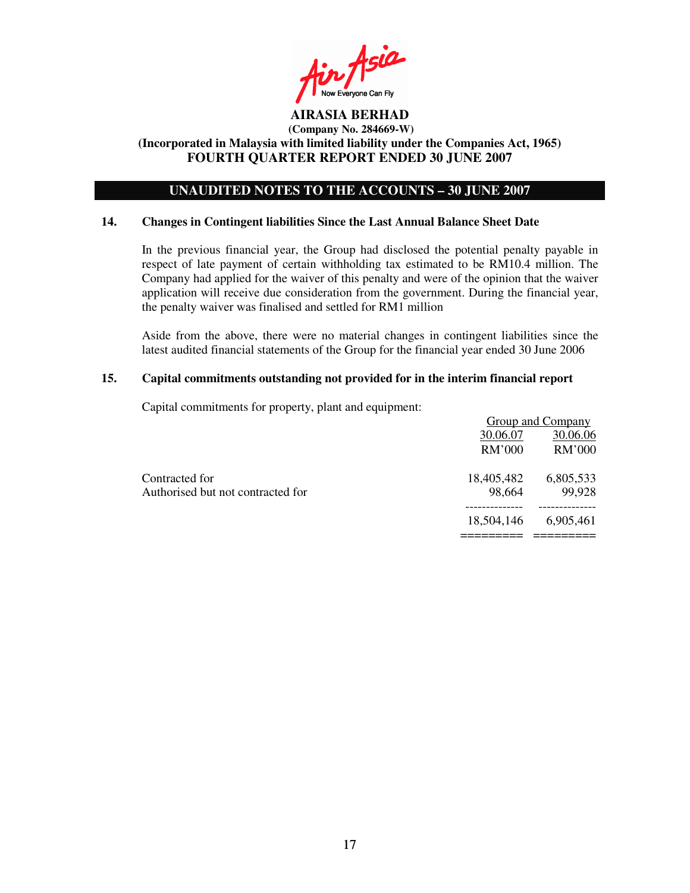**AIRASIA BERHAD**
**(Company No. 284669-W)**
**(Incorporated in Malaysia with limited liability under the Companies Act, 1965)**
**FOURTH QUARTER REPORT ENDED 30 JUNE 2007**

## UNAUDITED NOTES TO THE ACCOUNTS – 30 JUNE 2007

### 14. Changes in Contingent liabilities Since the Last Annual Balance Sheet Date

In the previous financial year, the Group had disclosed the potential penalty payable in respect of late payment of certain withholding tax estimated to be RM10.4 million. The Company had applied for the waiver of this penalty and were of the opinion that the waiver application will receive due consideration from the government. During the financial year, the penalty waiver was finalised and settled for RM1 million

Aside from the above, there were no material changes in contingent liabilities since the latest audited financial statements of the Group for the financial year ended 30 June 2006

### 15. Capital commitments outstanding not provided for in the interim financial report

Capital commitments for property, plant and equipment:

| | Group and Company | |
|---|---|---|
| | 30.06.07 | 30.06.06 |
| | RM'000 | RM'000 |
| Contracted for | 18,405,482 | 6,805,533 |
| Authorised but not contracted for | 98,664 | 99,928 |
| | 18,504,146 | 6,905,461 |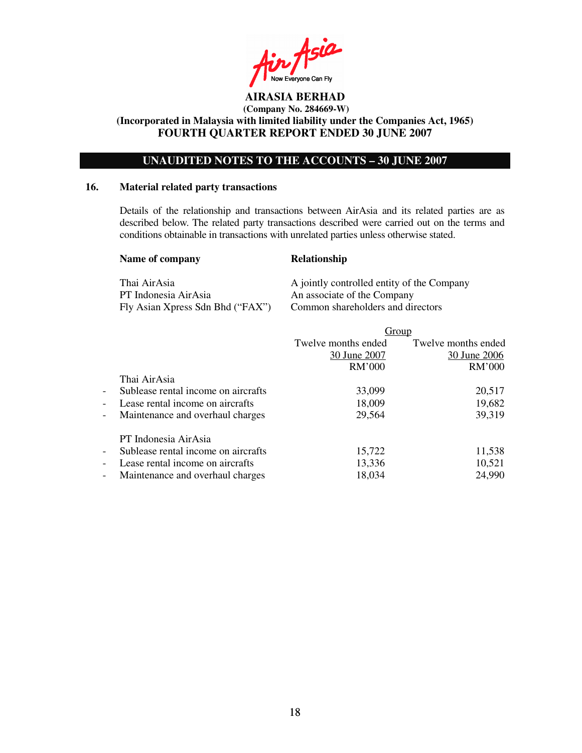**AIRASIA BERHAD**
**(Company No. 284669-W)**
**(Incorporated in Malaysia with limited liability under the Companies Act, 1965)**
**FOURTH QUARTER REPORT ENDED 30 JUNE 2007**

## UNAUDITED NOTES TO THE ACCOUNTS – 30 JUNE 2007

### 16. Material related party transactions

Details of the relationship and transactions between AirAsia and its related parties are as described below. The related party transactions described were carried out on the terms and conditions obtainable in transactions with unrelated parties unless otherwise stated.

| Name of company | Relationship |
|---|---|
| Thai AirAsia | A jointly controlled entity of the Company |
| PT Indonesia AirAsia | An associate of the Company |
| Fly Asian Xpress Sdn Bhd ("FAX") | Common shareholders and directors |

| | Group | |
|---|---|---|
| | Twelve months ended 30 June 2007 | Twelve months ended 30 June 2006 |
| | RM'000 | RM'000 |
| Thai AirAsia | | |
| - Sublease rental income on aircrafts | 33,099 | 20,517 |
| - Lease rental income on aircrafts | 18,009 | 19,682 |
| - Maintenance and overhaul charges | 29,564 | 39,319 |
| PT Indonesia AirAsia | | |
| - Sublease rental income on aircrafts | 15,722 | 11,538 |
| - Lease rental income on aircrafts | 13,336 | 10,521 |
| - Maintenance and overhaul charges | 18,034 | 24,990 |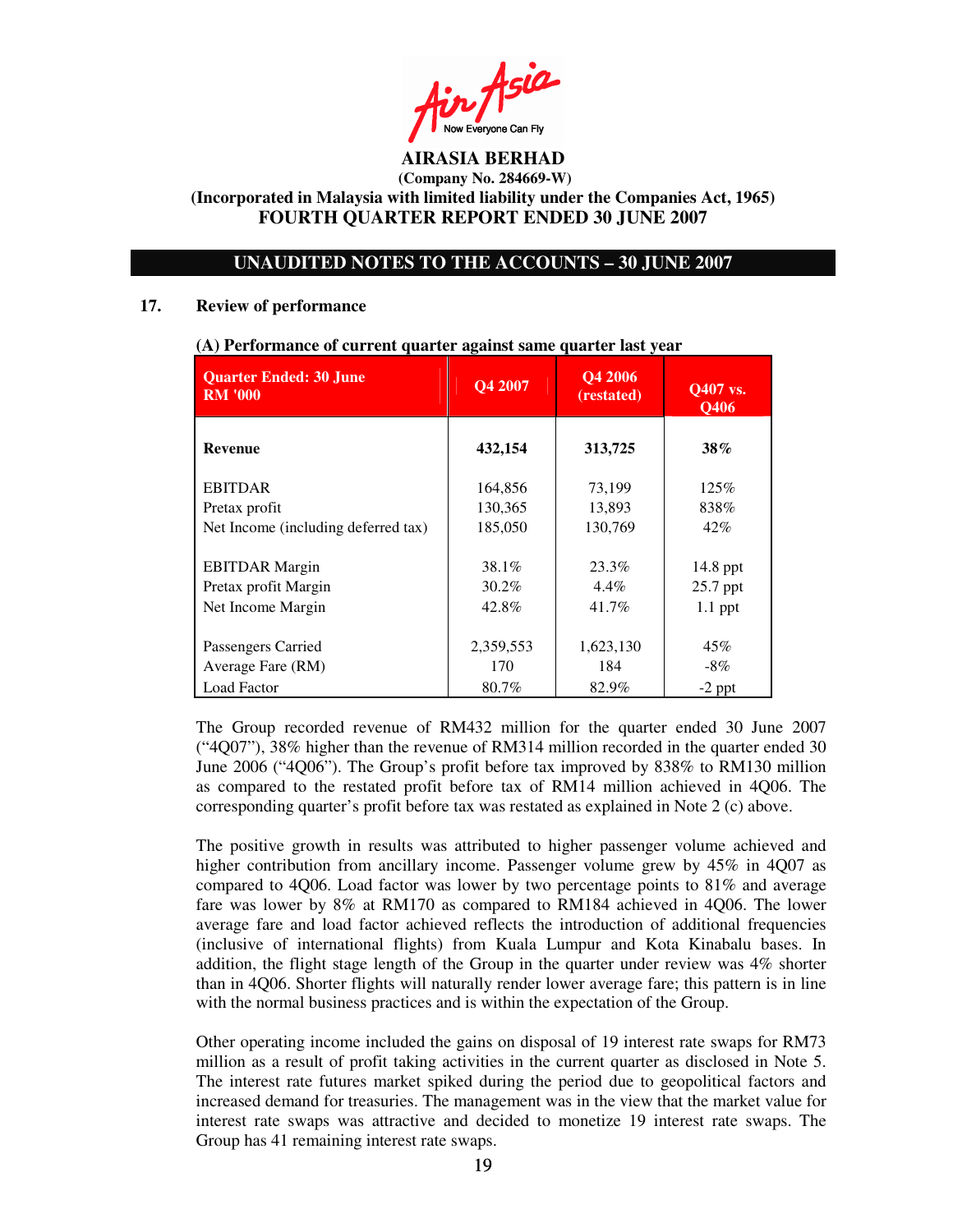AIRASIA BERHAD
(Company No. 284669-W)
(Incorporated in Malaysia with limited liability under the Companies Act, 1965)
FOURTH QUARTER REPORT ENDED 30 JUNE 2007

## UNAUDITED NOTES TO THE ACCOUNTS – 30 JUNE 2007

### 17. Review of performance

**(A) Performance of current quarter against same quarter last year**

| Quarter Ended: 30 June RM '000 | Q4 2007 | Q4 2006 (restated) | Q407 vs. Q406 |
|---|---|---|---|
| **Revenue** | **432,154** | **313,725** | **38%** |
| EBITDAR | 164,856 | 73,199 | 125% |
| Pretax profit | 130,365 | 13,893 | 838% |
| Net Income (including deferred tax) | 185,050 | 130,769 | 42% |
| EBITDAR Margin | 38.1% | 23.3% | 14.8 ppt |
| Pretax profit Margin | 30.2% | 4.4% | 25.7 ppt |
| Net Income Margin | 42.8% | 41.7% | 1.1 ppt |
| Passengers Carried | 2,359,553 | 1,623,130 | 45% |
| Average Fare (RM) | 170 | 184 | -8% |
| Load Factor | 80.7% | 82.9% | -2 ppt |

The Group recorded revenue of RM432 million for the quarter ended 30 June 2007 ("4Q07"), 38% higher than the revenue of RM314 million recorded in the quarter ended 30 June 2006 ("4Q06"). The Group's profit before tax improved by 838% to RM130 million as compared to the restated profit before tax of RM14 million achieved in 4Q06. The corresponding quarter's profit before tax was restated as explained in Note 2 (c) above.

The positive growth in results was attributed to higher passenger volume achieved and higher contribution from ancillary income. Passenger volume grew by 45% in 4Q07 as compared to 4Q06. Load factor was lower by two percentage points to 81% and average fare was lower by 8% at RM170 as compared to RM184 achieved in 4Q06. The lower average fare and load factor achieved reflects the introduction of additional frequencies (inclusive of international flights) from Kuala Lumpur and Kota Kinabalu bases. In addition, the flight stage length of the Group in the quarter under review was 4% shorter than in 4Q06. Shorter flights will naturally render lower average fare; this pattern is in line with the normal business practices and is within the expectation of the Group.

Other operating income included the gains on disposal of 19 interest rate swaps for RM73 million as a result of profit taking activities in the current quarter as disclosed in Note 5. The interest rate futures market spiked during the period due to geopolitical factors and increased demand for treasuries. The management was in the view that the market value for interest rate swaps was attractive and decided to monetize 19 interest rate swaps. The Group has 41 remaining interest rate swaps.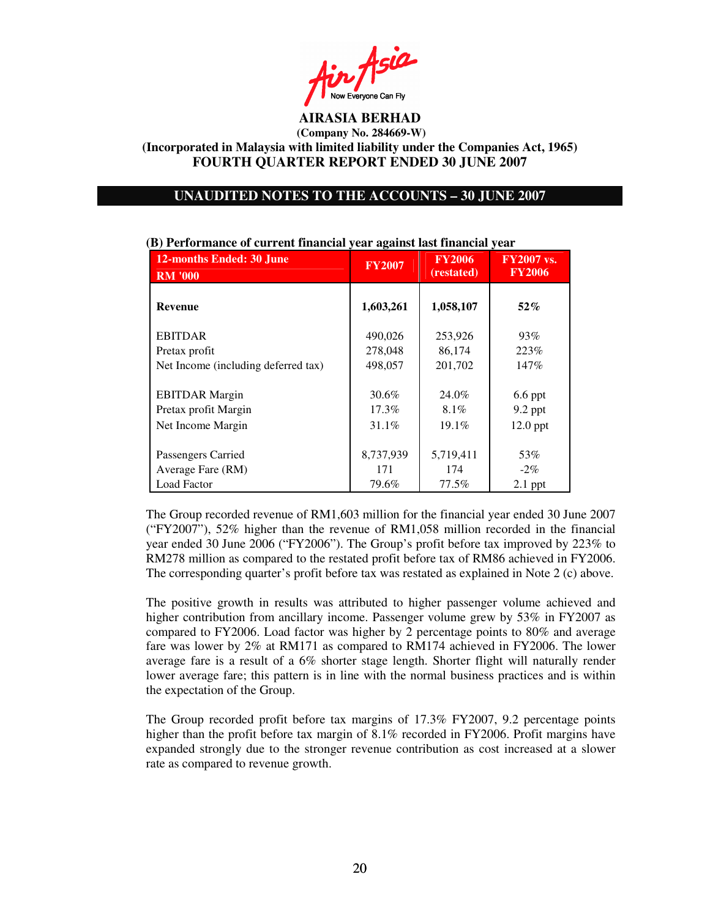AIRASIA BERHAD

(Company No. 284669-W)

(Incorporated in Malaysia with limited liability under the Companies Act, 1965)

FOURTH QUARTER REPORT ENDED 30 JUNE 2007

## UNAUDITED NOTES TO THE ACCOUNTS – 30 JUNE 2007

### (B) Performance of current financial year against last financial year

| 12-months Ended: 30 June<br>RM '000 | FY2007 | FY2006 (restated) | FY2007 vs. FY2006 |
|---|---|---|---|
| **Revenue** | **1,603,261** | **1,058,107** | **52%** |
| EBITDAR | 490,026 | 253,926 | 93% |
| Pretax profit | 278,048 | 86,174 | 223% |
| Net Income (including deferred tax) | 498,057 | 201,702 | 147% |
| EBITDAR Margin | 30.6% | 24.0% | 6.6 ppt |
| Pretax profit Margin | 17.3% | 8.1% | 9.2 ppt |
| Net Income Margin | 31.1% | 19.1% | 12.0 ppt |
| Passengers Carried | 8,737,939 | 5,719,411 | 53% |
| Average Fare (RM) | 171 | 174 | -2% |
| Load Factor | 79.6% | 77.5% | 2.1 ppt |

The Group recorded revenue of RM1,603 million for the financial year ended 30 June 2007 ("FY2007"), 52% higher than the revenue of RM1,058 million recorded in the financial year ended 30 June 2006 ("FY2006"). The Group's profit before tax improved by 223% to RM278 million as compared to the restated profit before tax of RM86 achieved in FY2006. The corresponding quarter's profit before tax was restated as explained in Note 2 (c) above.

The positive growth in results was attributed to higher passenger volume achieved and higher contribution from ancillary income. Passenger volume grew by 53% in FY2007 as compared to FY2006. Load factor was higher by 2 percentage points to 80% and average fare was lower by 2% at RM171 as compared to RM174 achieved in FY2006. The lower average fare is a result of a 6% shorter stage length. Shorter flight will naturally render lower average fare; this pattern is in line with the normal business practices and is within the expectation of the Group.

The Group recorded profit before tax margins of 17.3% FY2007, 9.2 percentage points higher than the profit before tax margin of 8.1% recorded in FY2006. Profit margins have expanded strongly due to the stronger revenue contribution as cost increased at a slower rate as compared to revenue growth.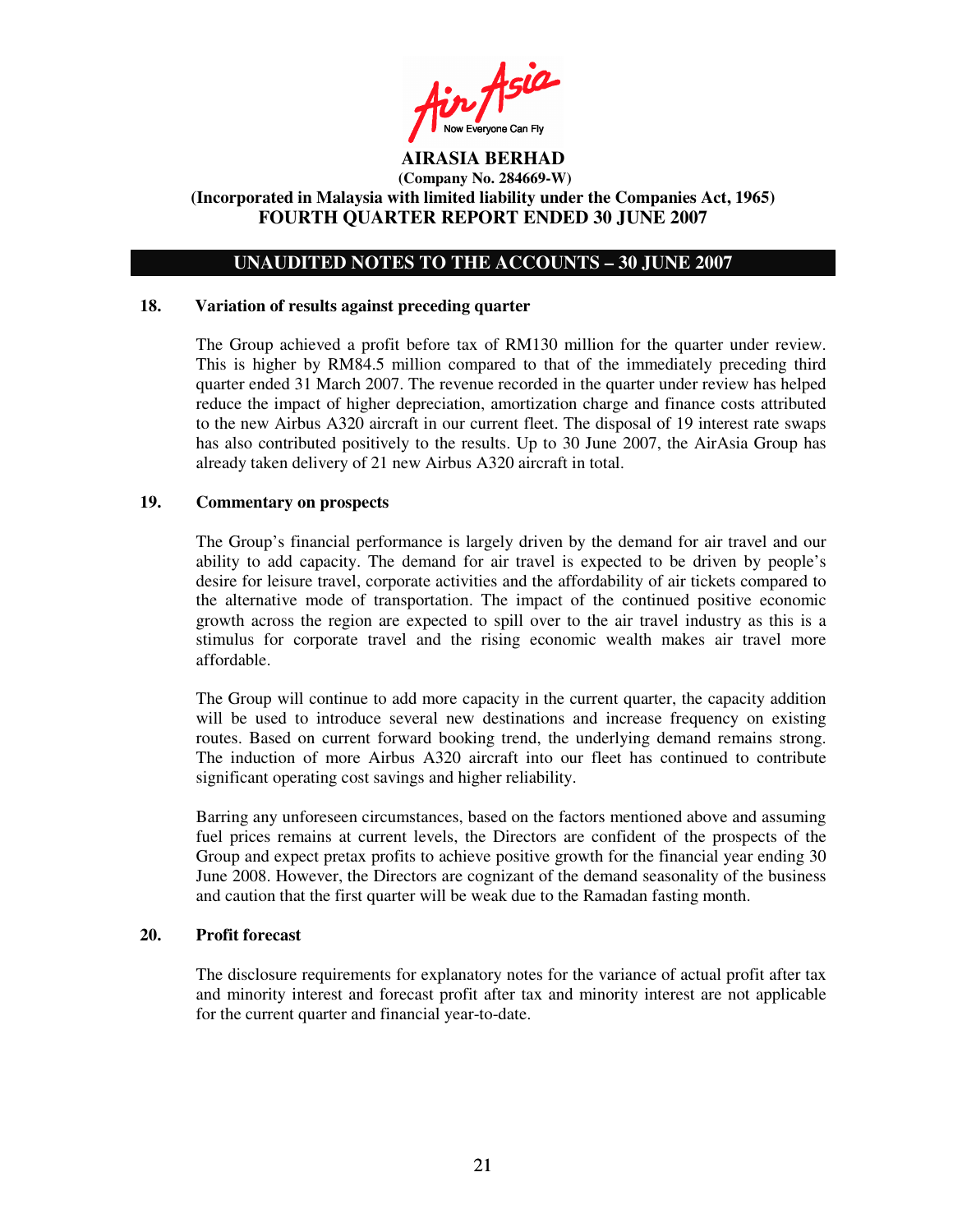**AIRASIA BERHAD**
**(Company No. 284669-W)**
**(Incorporated in Malaysia with limited liability under the Companies Act, 1965)**
**FOURTH QUARTER REPORT ENDED 30 JUNE 2007**

## UNAUDITED NOTES TO THE ACCOUNTS – 30 JUNE 2007

### 18. Variation of results against preceding quarter

The Group achieved a profit before tax of RM130 million for the quarter under review. This is higher by RM84.5 million compared to that of the immediately preceding third quarter ended 31 March 2007. The revenue recorded in the quarter under review has helped reduce the impact of higher depreciation, amortization charge and finance costs attributed to the new Airbus A320 aircraft in our current fleet. The disposal of 19 interest rate swaps has also contributed positively to the results. Up to 30 June 2007, the AirAsia Group has already taken delivery of 21 new Airbus A320 aircraft in total.

### 19. Commentary on prospects

The Group's financial performance is largely driven by the demand for air travel and our ability to add capacity. The demand for air travel is expected to be driven by people's desire for leisure travel, corporate activities and the affordability of air tickets compared to the alternative mode of transportation. The impact of the continued positive economic growth across the region are expected to spill over to the air travel industry as this is a stimulus for corporate travel and the rising economic wealth makes air travel more affordable.

The Group will continue to add more capacity in the current quarter, the capacity addition will be used to introduce several new destinations and increase frequency on existing routes. Based on current forward booking trend, the underlying demand remains strong. The induction of more Airbus A320 aircraft into our fleet has continued to contribute significant operating cost savings and higher reliability.

Barring any unforeseen circumstances, based on the factors mentioned above and assuming fuel prices remains at current levels, the Directors are confident of the prospects of the Group and expect pretax profits to achieve positive growth for the financial year ending 30 June 2008. However, the Directors are cognizant of the demand seasonality of the business and caution that the first quarter will be weak due to the Ramadan fasting month.

### 20. Profit forecast

The disclosure requirements for explanatory notes for the variance of actual profit after tax and minority interest and forecast profit after tax and minority interest are not applicable for the current quarter and financial year-to-date.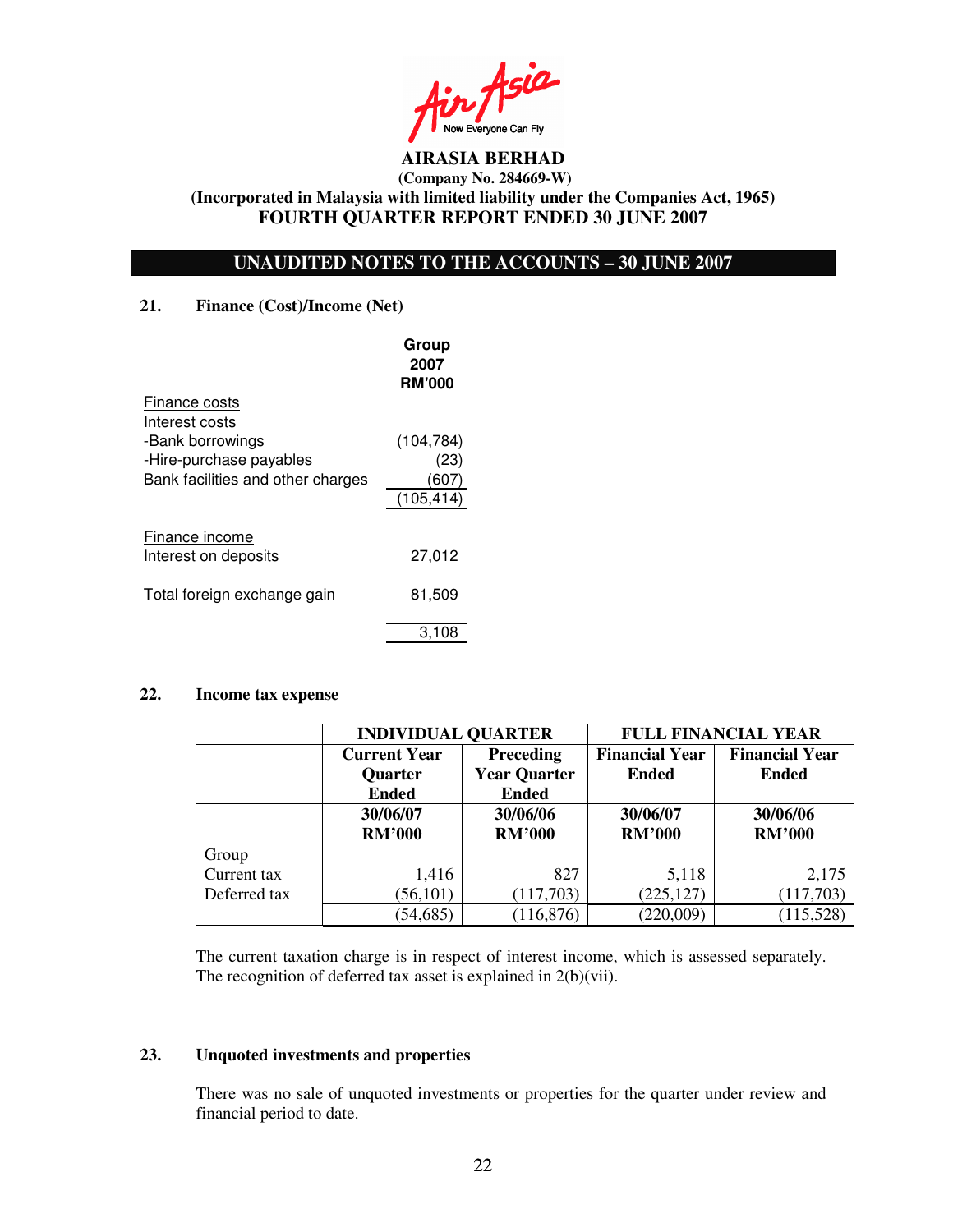**AIRASIA BERHAD**
**(Company No. 284669-W)**
**(Incorporated in Malaysia with limited liability under the Companies Act, 1965)**
**FOURTH QUARTER REPORT ENDED 30 JUNE 2007**

## UNAUDITED NOTES TO THE ACCOUNTS – 30 JUNE 2007

### 21. Finance (Cost)/Income (Net)

| | Group 2007 RM'000 |
|---|---|
| Finance costs | |
| Interest costs | |
| -Bank borrowings | (104,784) |
| -Hire-purchase payables | (23) |
| Bank facilities and other charges | (607) |
| | (105,414) |
| Finance income | |
| Interest on deposits | 27,012 |
| Total foreign exchange gain | 81,509 |
| | 3,108 |

### 22. Income tax expense

| | INDIVIDUAL QUARTER | | FULL FINANCIAL YEAR | |
|---|---|---|---|---|
| | Current Year Quarter Ended | Preceding Year Quarter Ended | Financial Year Ended | Financial Year Ended |
| | 30/06/07 RM'000 | 30/06/06 RM'000 | 30/06/07 RM'000 | 30/06/06 RM'000 |
| Group | | | | |
| Current tax | 1,416 | 827 | 5,118 | 2,175 |
| Deferred tax | (56,101) | (117,703) | (225,127) | (117,703) |
| | (54,685) | (116,876) | (220,009) | (115,528) |

The current taxation charge is in respect of interest income, which is assessed separately. The recognition of deferred tax asset is explained in 2(b)(vii).

### 23. Unquoted investments and properties

There was no sale of unquoted investments or properties for the quarter under review and financial period to date.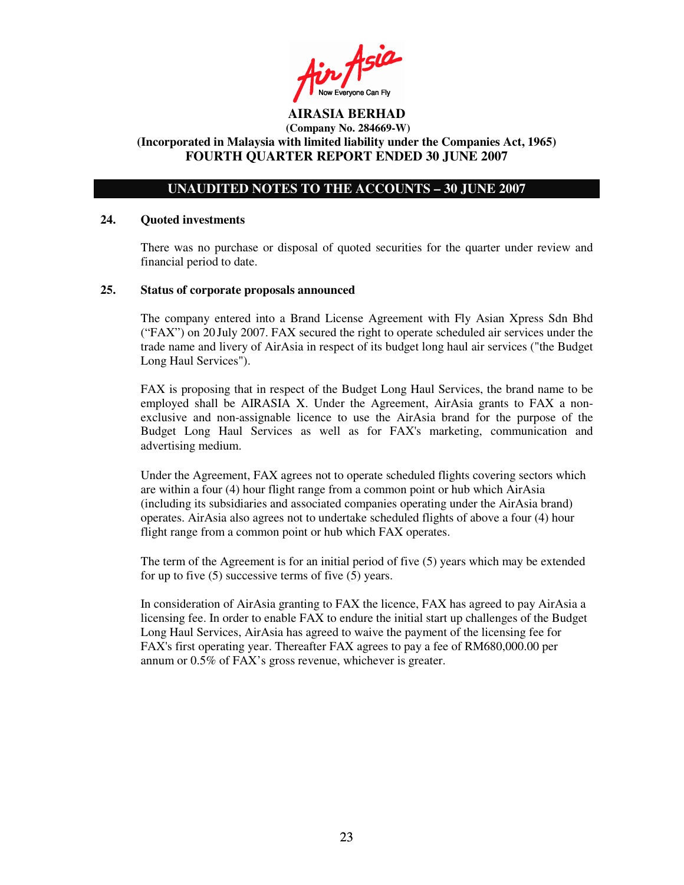**AIRASIA BERHAD**
**(Company No. 284669-W)**
**(Incorporated in Malaysia with limited liability under the Companies Act, 1965)**
**FOURTH QUARTER REPORT ENDED 30 JUNE 2007**

## UNAUDITED NOTES TO THE ACCOUNTS – 30 JUNE 2007

### 24. Quoted investments

There was no purchase or disposal of quoted securities for the quarter under review and financial period to date.

### 25. Status of corporate proposals announced

The company entered into a Brand License Agreement with Fly Asian Xpress Sdn Bhd ("FAX") on 20 July 2007. FAX secured the right to operate scheduled air services under the trade name and livery of AirAsia in respect of its budget long haul air services ("the Budget Long Haul Services").

FAX is proposing that in respect of the Budget Long Haul Services, the brand name to be employed shall be AIRASIA X. Under the Agreement, AirAsia grants to FAX a non-exclusive and non-assignable licence to use the AirAsia brand for the purpose of the Budget Long Haul Services as well as for FAX's marketing, communication and advertising medium.

Under the Agreement, FAX agrees not to operate scheduled flights covering sectors which are within a four (4) hour flight range from a common point or hub which AirAsia (including its subsidiaries and associated companies operating under the AirAsia brand) operates. AirAsia also agrees not to undertake scheduled flights of above a four (4) hour flight range from a common point or hub which FAX operates.

The term of the Agreement is for an initial period of five (5) years which may be extended for up to five (5) successive terms of five (5) years.

In consideration of AirAsia granting to FAX the licence, FAX has agreed to pay AirAsia a licensing fee. In order to enable FAX to endure the initial start up challenges of the Budget Long Haul Services, AirAsia has agreed to waive the payment of the licensing fee for FAX's first operating year. Thereafter FAX agrees to pay a fee of RM680,000.00 per annum or 0.5% of FAX's gross revenue, whichever is greater.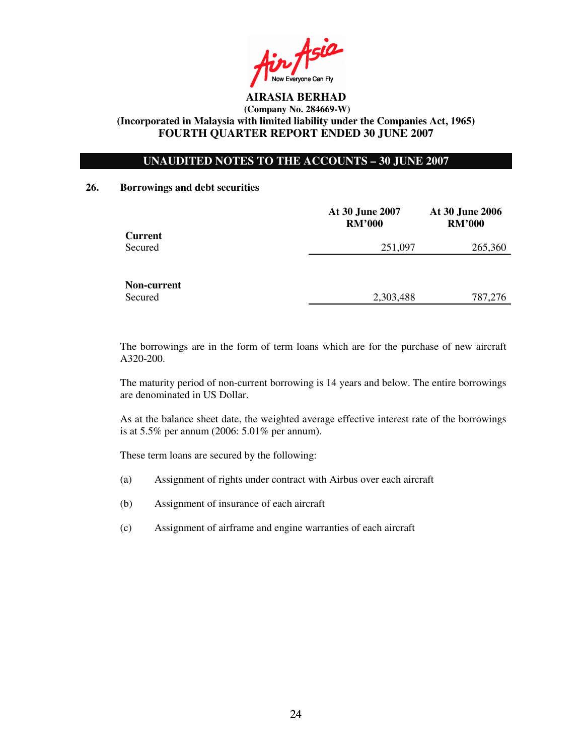**AIRASIA BERHAD**
**(Company No. 284669-W)**
**(Incorporated in Malaysia with limited liability under the Companies Act, 1965)**
**FOURTH QUARTER REPORT ENDED 30 JUNE 2007**

## UNAUDITED NOTES TO THE ACCOUNTS – 30 JUNE 2007

### 26. Borrowings and debt securities

| | At 30 June 2007 RM'000 | At 30 June 2006 RM'000 |
|---|---|---|
| **Current** | | |
| Secured | 251,097 | 265,360 |
| **Non-current** | | |
| Secured | 2,303,488 | 787,276 |

The borrowings are in the form of term loans which are for the purchase of new aircraft A320-200.

The maturity period of non-current borrowing is 14 years and below. The entire borrowings are denominated in US Dollar.

As at the balance sheet date, the weighted average effective interest rate of the borrowings is at 5.5% per annum (2006: 5.01% per annum).

These term loans are secured by the following:

(a) Assignment of rights under contract with Airbus over each aircraft

(b) Assignment of insurance of each aircraft

(c) Assignment of airframe and engine warranties of each aircraft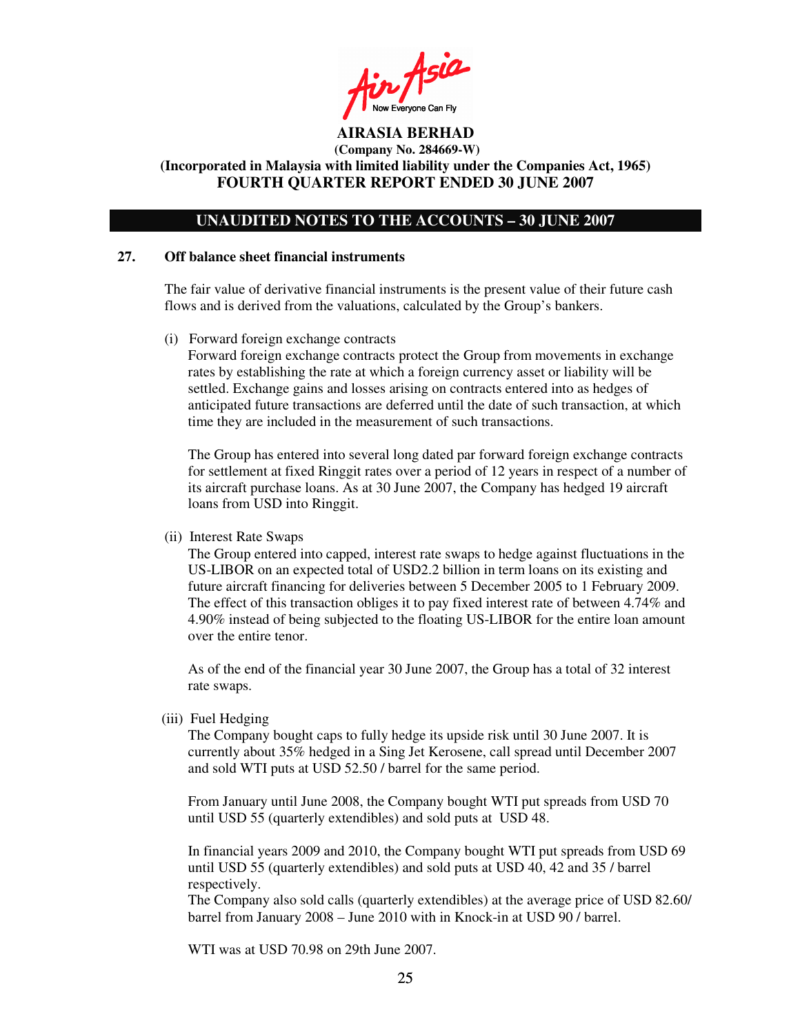**AIRASIA BERHAD**
**(Company No. 284669-W)**
**(Incorporated in Malaysia with limited liability under the Companies Act, 1965)**
**FOURTH QUARTER REPORT ENDED 30 JUNE 2007**

## UNAUDITED NOTES TO THE ACCOUNTS – 30 JUNE 2007

### 27. Off balance sheet financial instruments

The fair value of derivative financial instruments is the present value of their future cash flows and is derived from the valuations, calculated by the Group's bankers.

(i) Forward foreign exchange contracts
Forward foreign exchange contracts protect the Group from movements in exchange rates by establishing the rate at which a foreign currency asset or liability will be settled. Exchange gains and losses arising on contracts entered into as hedges of anticipated future transactions are deferred until the date of such transaction, at which time they are included in the measurement of such transactions.

The Group has entered into several long dated par forward foreign exchange contracts for settlement at fixed Ringgit rates over a period of 12 years in respect of a number of its aircraft purchase loans. As at 30 June 2007, the Company has hedged 19 aircraft loans from USD into Ringgit.

(ii) Interest Rate Swaps
The Group entered into capped, interest rate swaps to hedge against fluctuations in the US-LIBOR on an expected total of USD2.2 billion in term loans on its existing and future aircraft financing for deliveries between 5 December 2005 to 1 February 2009. The effect of this transaction obliges it to pay fixed interest rate of between 4.74% and 4.90% instead of being subjected to the floating US-LIBOR for the entire loan amount over the entire tenor.

As of the end of the financial year 30 June 2007, the Group has a total of 32 interest rate swaps.

(iii) Fuel Hedging
The Company bought caps to fully hedge its upside risk until 30 June 2007. It is currently about 35% hedged in a Sing Jet Kerosene, call spread until December 2007 and sold WTI puts at USD 52.50 / barrel for the same period.

From January until June 2008, the Company bought WTI put spreads from USD 70 until USD 55 (quarterly extendibles) and sold puts at USD 48.

In financial years 2009 and 2010, the Company bought WTI put spreads from USD 69 until USD 55 (quarterly extendibles) and sold puts at USD 40, 42 and 35 / barrel respectively.
The Company also sold calls (quarterly extendibles) at the average price of USD 82.60/ barrel from January 2008 – June 2010 with in Knock-in at USD 90 / barrel.

WTI was at USD 70.98 on 29th June 2007.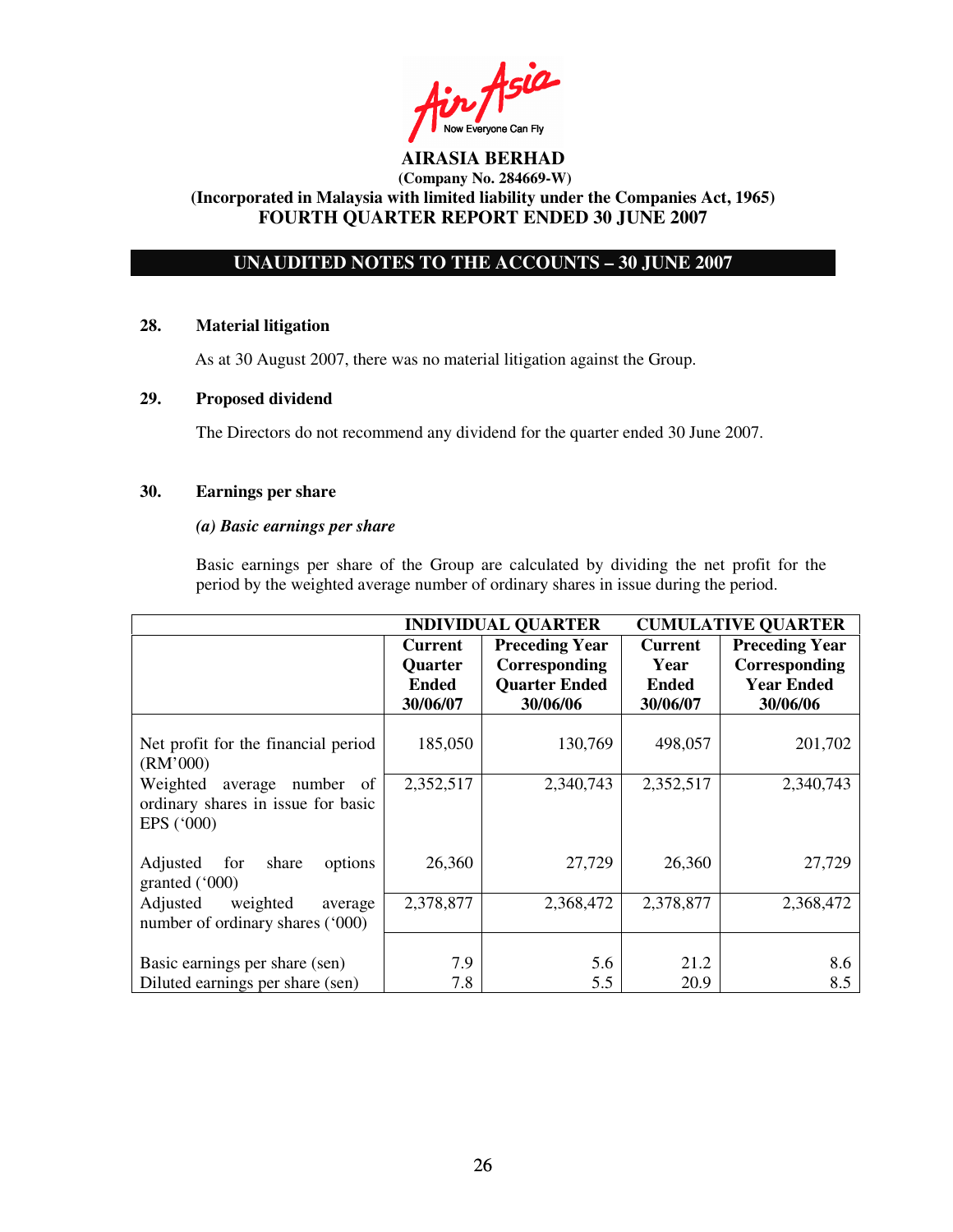**AIRASIA BERHAD**
**(Company No. 284669-W)**
**(Incorporated in Malaysia with limited liability under the Companies Act, 1965)**
**FOURTH QUARTER REPORT ENDED 30 JUNE 2007**

**UNAUDITED NOTES TO THE ACCOUNTS – 30 JUNE 2007**

### 28. Material litigation

As at 30 August 2007, there was no material litigation against the Group.

### 29. Proposed dividend

The Directors do not recommend any dividend for the quarter ended 30 June 2007.

### 30. Earnings per share

***(a) Basic earnings per share***

Basic earnings per share of the Group are calculated by dividing the net profit for the period by the weighted average number of ordinary shares in issue during the period.

| | INDIVIDUAL QUARTER | | CUMULATIVE QUARTER | |
|---|---|---|---|---|
| | Current Quarter Ended 30/06/07 | Preceding Year Corresponding Quarter Ended 30/06/06 | Current Year Ended 30/06/07 | Preceding Year Corresponding Year Ended 30/06/06 |
| Net profit for the financial period (RM'000) | 185,050 | 130,769 | 498,057 | 201,702 |
| Weighted average number of ordinary shares in issue for basic EPS ('000) | 2,352,517 | 2,340,743 | 2,352,517 | 2,340,743 |
| Adjusted for share options granted ('000) | 26,360 | 27,729 | 26,360 | 27,729 |
| Adjusted weighted average number of ordinary shares ('000) | 2,378,877 | 2,368,472 | 2,378,877 | 2,368,472 |
| Basic earnings per share (sen) | 7.9 | 5.6 | 21.2 | 8.6 |
| Diluted earnings per share (sen) | 7.8 | 5.5 | 20.9 | 8.5 |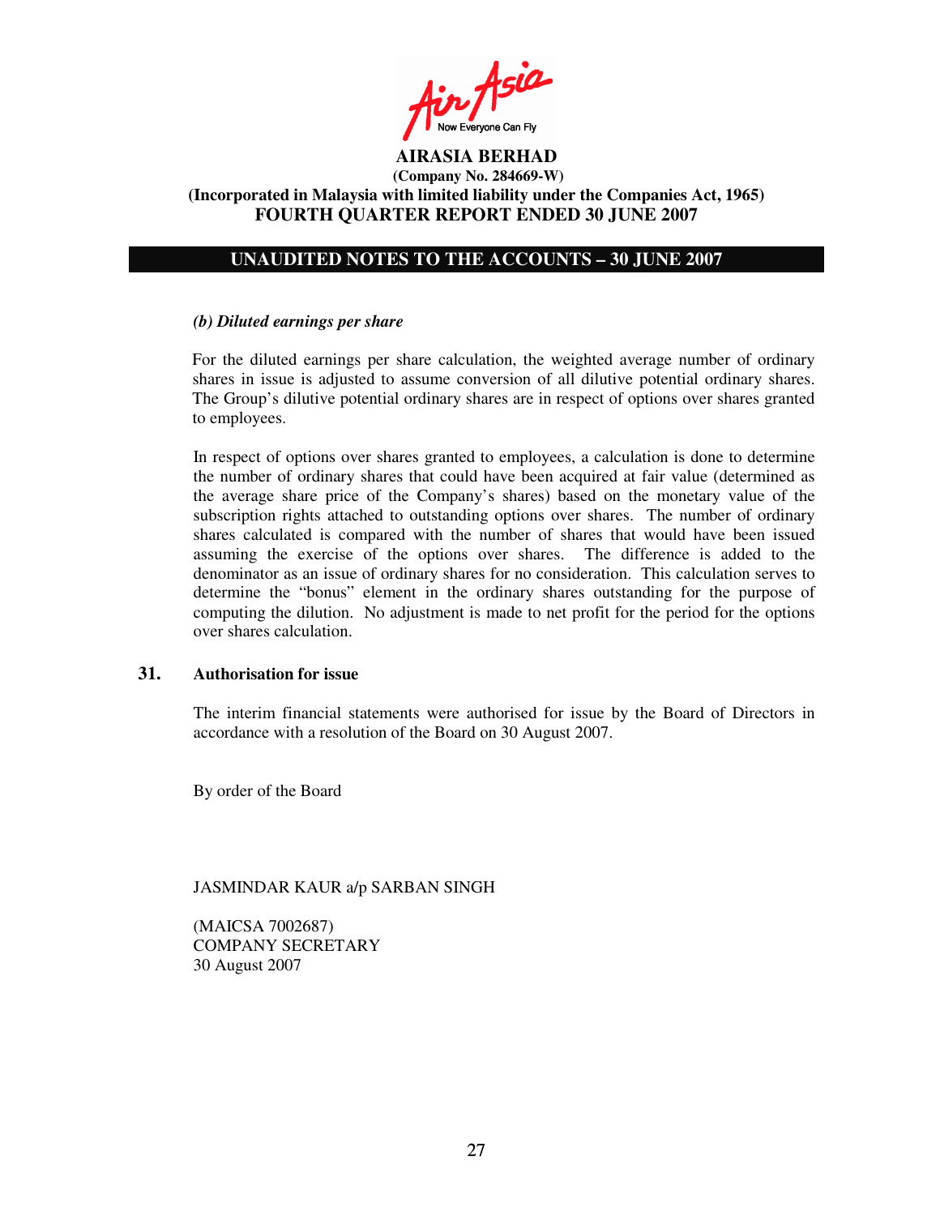AIRASIA BERHAD
(Company No. 284669-W)
(Incorporated in Malaysia with limited liability under the Companies Act, 1965)
FOURTH QUARTER REPORT ENDED 30 JUNE 2007

## UNAUDITED NOTES TO THE ACCOUNTS – 30 JUNE 2007

***(b) Diluted earnings per share***

For the diluted earnings per share calculation, the weighted average number of ordinary shares in issue is adjusted to assume conversion of all dilutive potential ordinary shares. The Group's dilutive potential ordinary shares are in respect of options over shares granted to employees.

In respect of options over shares granted to employees, a calculation is done to determine the number of ordinary shares that could have been acquired at fair value (determined as the average share price of the Company's shares) based on the monetary value of the subscription rights attached to outstanding options over shares. The number of ordinary shares calculated is compared with the number of shares that would have been issued assuming the exercise of the options over shares. The difference is added to the denominator as an issue of ordinary shares for no consideration. This calculation serves to determine the "bonus" element in the ordinary shares outstanding for the purpose of computing the dilution. No adjustment is made to net profit for the period for the options over shares calculation.

### 31. Authorisation for issue

The interim financial statements were authorised for issue by the Board of Directors in accordance with a resolution of the Board on 30 August 2007.

By order of the Board

JASMINDAR KAUR a/p SARBAN SINGH

(MAICSA 7002687)
COMPANY SECRETARY
30 August 2007